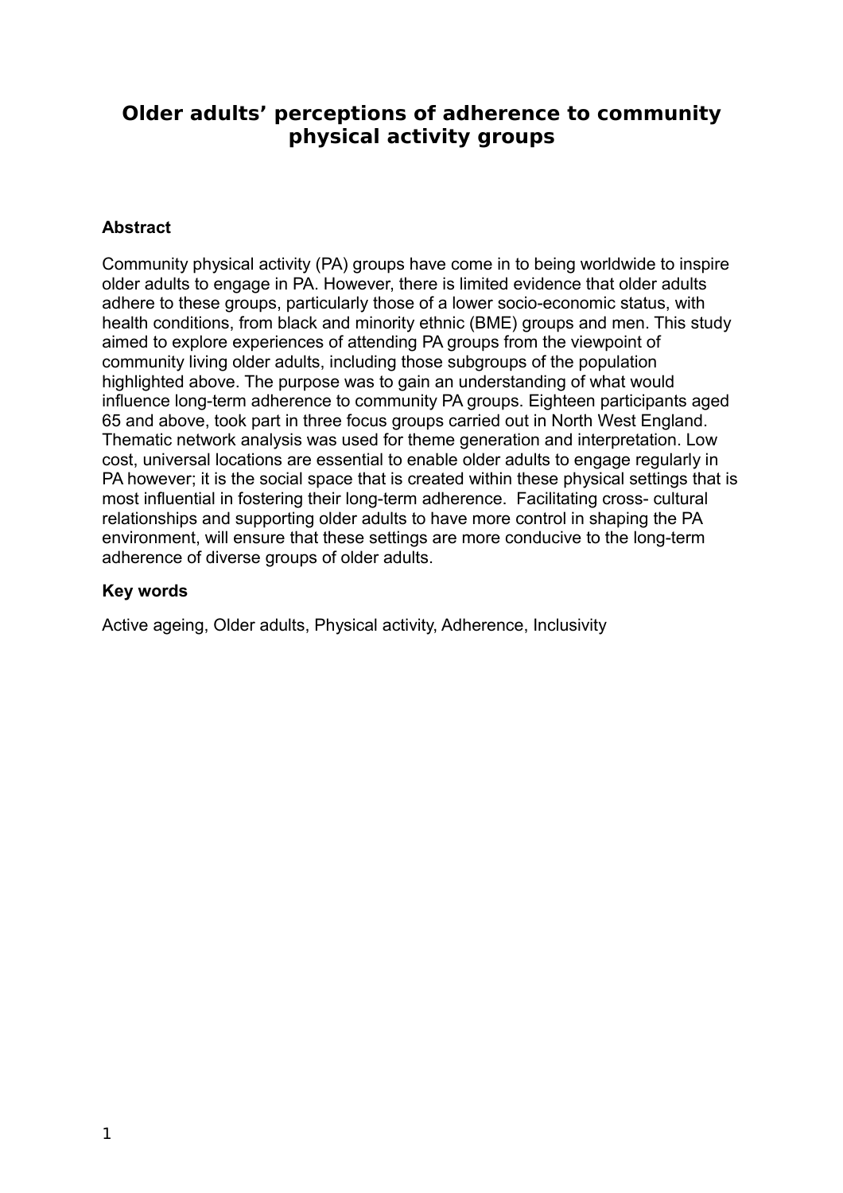# Older adults' perceptions of adherence to community physical activity groups

## Abstract

Community physical activity (PA) groups have come in to being worldwide to inspire older adults to engage in PA. However, there is limited evidence that older adults adhere to these groups, particularly those of a lower socio-economic status, with health conditions, from black and minority ethnic (BME) groups and men. This study aimed to explore experiences of attending PA groups from the viewpoint of community living older adults, including those subgroups of the population highlighted above. The purpose was to gain an understanding of what would influence long-term adherence to community PA groups. Eighteen participants aged 65 and above, took part in three focus groups carried out in North West England. Thematic network analysis was used for theme generation and interpretation. Low cost, universal locations are essential to enable older adults to engage regularly in PA however; it is the social space that is created within these physical settings that is most influential in fostering their long-term adherence. Facilitating cross- cultural relationships and supporting older adults to have more control in shaping the PA environment, will ensure that these settings are more conducive to the long-term adherence of diverse groups of older adults.

## Key words

Active ageing, Older adults, Physical activity, Adherence, Inclusivity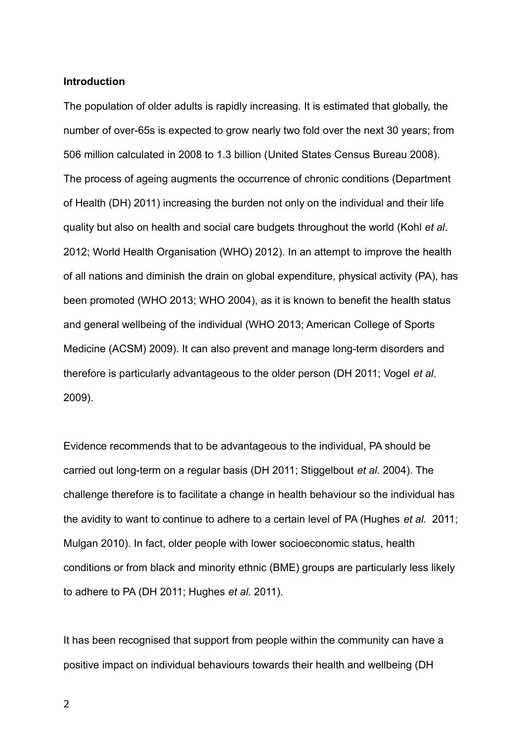**Introduction**

The population of older adults is rapidly increasing. It is estimated that globally, the number of over-65s is expected to grow nearly two fold over the next 30 years; from 506 million calculated in 2008 to 1.3 billion (United States Census Bureau 2008). The process of ageing augments the occurrence of chronic conditions (Department of Health (DH) 2011) increasing the burden not only on the individual and their life quality but also on health and social care budgets throughout the world (Kohl *et al*. 2012; World Health Organisation (WHO) 2012). In an attempt to improve the health of all nations and diminish the drain on global expenditure, physical activity (PA), has been promoted (WHO 2013; WHO 2004), as it is known to benefit the health status and general wellbeing of the individual (WHO 2013; American College of Sports Medicine (ACSM) 2009). It can also prevent and manage long-term disorders and therefore is particularly advantageous to the older person (DH 2011; Vogel *et al*. 2009).

Evidence recommends that to be advantageous to the individual, PA should be carried out long-term on a regular basis (DH 2011; Stiggelbout *et al.* 2004). The challenge therefore is to facilitate a change in health behaviour so the individual has the avidity to want to continue to adhere to a certain level of PA (Hughes *et al.* 2011; Mulgan 2010). In fact, older people with lower socioeconomic status, health conditions or from black and minority ethnic (BME) groups are particularly less likely to adhere to PA (DH 2011; Hughes *et al.* 2011).

It has been recognised that support from people within the community can have a positive impact on individual behaviours towards their health and wellbeing (DH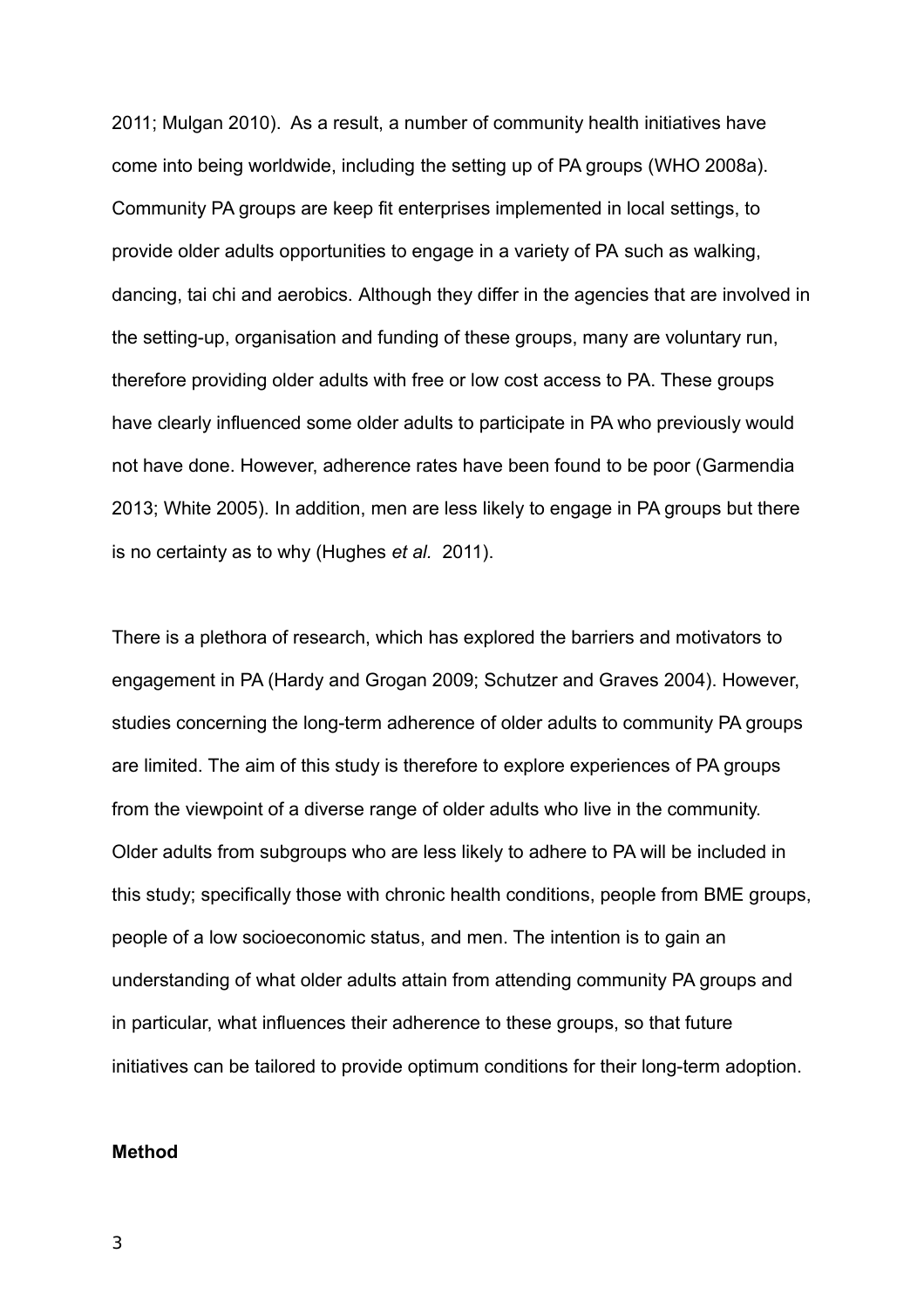2011; Mulgan 2010). As a result, a number of community health initiatives have come into being worldwide, including the setting up of PA groups (WHO 2008a). Community PA groups are keep fit enterprises implemented in local settings, to provide older adults opportunities to engage in a variety of PA such as walking, dancing, tai chi and aerobics. Although they differ in the agencies that are involved in the setting-up, organisation and funding of these groups, many are voluntary run, therefore providing older adults with free or low cost access to PA. These groups have clearly influenced some older adults to participate in PA who previously would not have done. However, adherence rates have been found to be poor (Garmendia 2013; White 2005). In addition, men are less likely to engage in PA groups but there is no certainty as to why (Hughes *et al.* 2011).

There is a plethora of research, which has explored the barriers and motivators to engagement in PA (Hardy and Grogan 2009; Schutzer and Graves 2004). However, studies concerning the long-term adherence of older adults to community PA groups are limited. The aim of this study is therefore to explore experiences of PA groups from the viewpoint of a diverse range of older adults who live in the community. Older adults from subgroups who are less likely to adhere to PA will be included in this study; specifically those with chronic health conditions, people from BME groups, people of a low socioeconomic status, and men. The intention is to gain an understanding of what older adults attain from attending community PA groups and in particular, what influences their adherence to these groups, so that future initiatives can be tailored to provide optimum conditions for their long-term adoption.

**Method**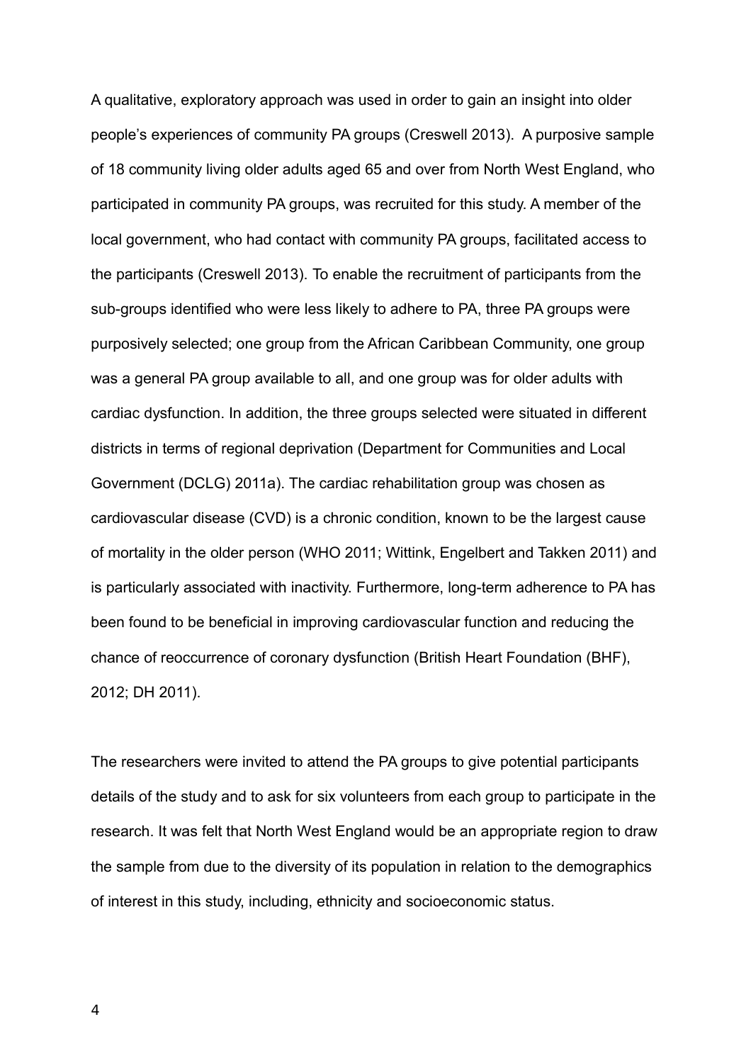A qualitative, exploratory approach was used in order to gain an insight into older people's experiences of community PA groups (Creswell 2013). A purposive sample of 18 community living older adults aged 65 and over from North West England, who participated in community PA groups, was recruited for this study. A member of the local government, who had contact with community PA groups, facilitated access to the participants (Creswell 2013). To enable the recruitment of participants from the sub-groups identified who were less likely to adhere to PA, three PA groups were purposively selected; one group from the African Caribbean Community, one group was a general PA group available to all, and one group was for older adults with cardiac dysfunction. In addition, the three groups selected were situated in different districts in terms of regional deprivation (Department for Communities and Local Government (DCLG) 2011a). The cardiac rehabilitation group was chosen as cardiovascular disease (CVD) is a chronic condition, known to be the largest cause of mortality in the older person (WHO 2011; Wittink, Engelbert and Takken 2011) and is particularly associated with inactivity. Furthermore, long-term adherence to PA has been found to be beneficial in improving cardiovascular function and reducing the chance of reoccurrence of coronary dysfunction (British Heart Foundation (BHF), 2012; DH 2011).

The researchers were invited to attend the PA groups to give potential participants details of the study and to ask for six volunteers from each group to participate in the research. It was felt that North West England would be an appropriate region to draw the sample from due to the diversity of its population in relation to the demographics of interest in this study, including, ethnicity and socioeconomic status.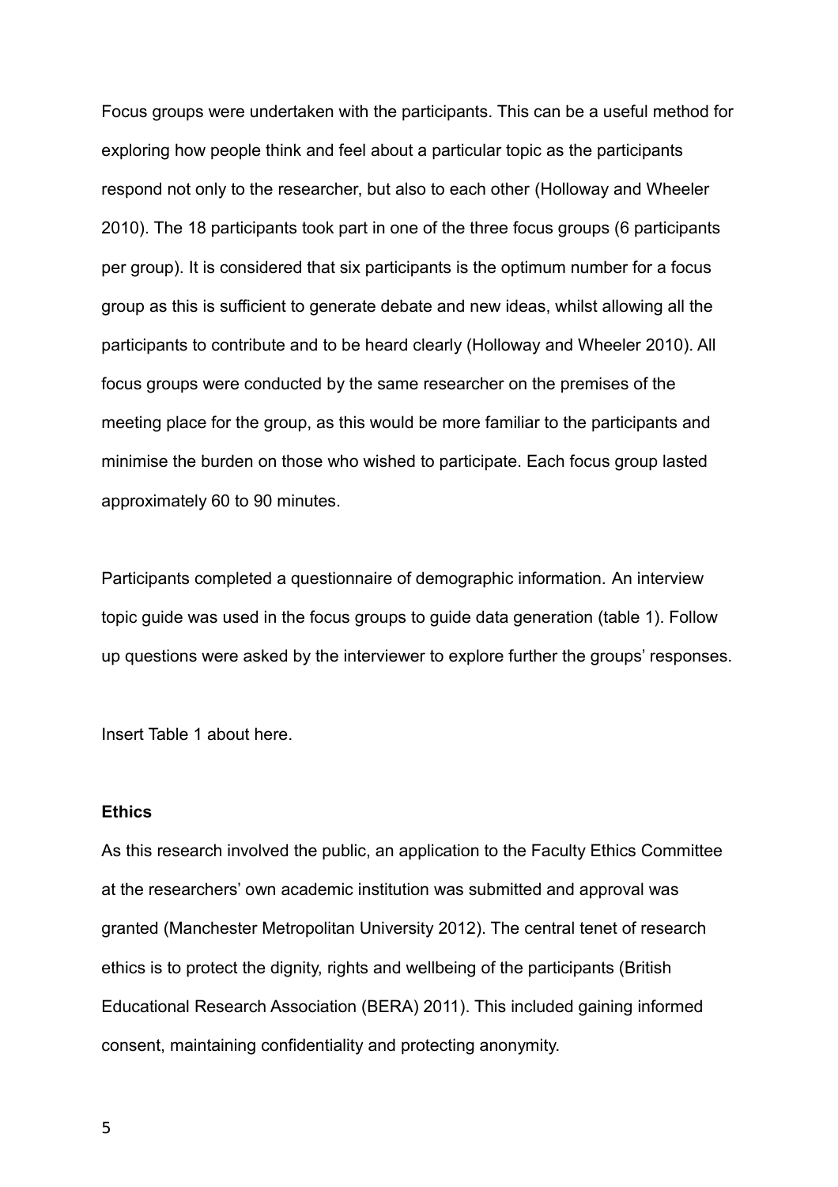Focus groups were undertaken with the participants. This can be a useful method for exploring how people think and feel about a particular topic as the participants respond not only to the researcher, but also to each other (Holloway and Wheeler 2010). The 18 participants took part in one of the three focus groups (6 participants per group). It is considered that six participants is the optimum number for a focus group as this is sufficient to generate debate and new ideas, whilst allowing all the participants to contribute and to be heard clearly (Holloway and Wheeler 2010). All focus groups were conducted by the same researcher on the premises of the meeting place for the group, as this would be more familiar to the participants and minimise the burden on those who wished to participate. Each focus group lasted approximately 60 to 90 minutes.

Participants completed a questionnaire of demographic information. An interview topic guide was used in the focus groups to guide data generation (table 1). Follow up questions were asked by the interviewer to explore further the groups' responses.

Insert Table 1 about here.

**Ethics**

As this research involved the public, an application to the Faculty Ethics Committee at the researchers' own academic institution was submitted and approval was granted (Manchester Metropolitan University 2012). The central tenet of research ethics is to protect the dignity, rights and wellbeing of the participants (British Educational Research Association (BERA) 2011). This included gaining informed consent, maintaining confidentiality and protecting anonymity.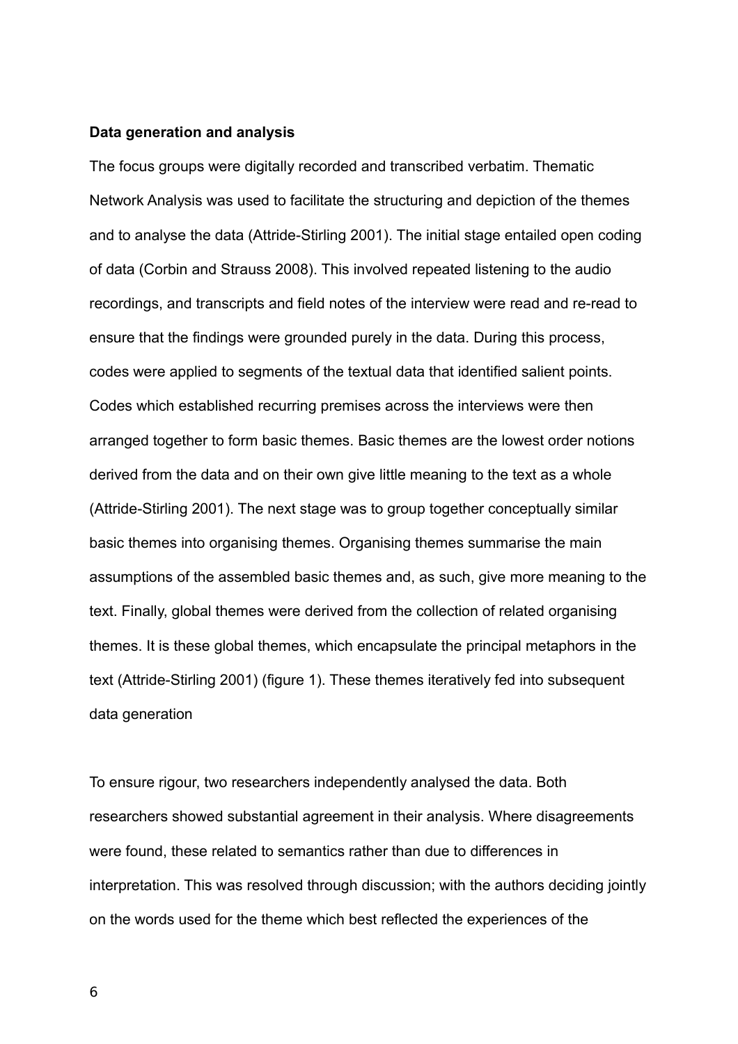**Data generation and analysis**

The focus groups were digitally recorded and transcribed verbatim. Thematic Network Analysis was used to facilitate the structuring and depiction of the themes and to analyse the data (Attride-Stirling 2001). The initial stage entailed open coding of data (Corbin and Strauss 2008). This involved repeated listening to the audio recordings, and transcripts and field notes of the interview were read and re-read to ensure that the findings were grounded purely in the data. During this process, codes were applied to segments of the textual data that identified salient points. Codes which established recurring premises across the interviews were then arranged together to form basic themes. Basic themes are the lowest order notions derived from the data and on their own give little meaning to the text as a whole (Attride-Stirling 2001). The next stage was to group together conceptually similar basic themes into organising themes. Organising themes summarise the main assumptions of the assembled basic themes and, as such, give more meaning to the text. Finally, global themes were derived from the collection of related organising themes. It is these global themes, which encapsulate the principal metaphors in the text (Attride-Stirling 2001) (figure 1). These themes iteratively fed into subsequent data generation

To ensure rigour, two researchers independently analysed the data. Both researchers showed substantial agreement in their analysis. Where disagreements were found, these related to semantics rather than due to differences in interpretation. This was resolved through discussion; with the authors deciding jointly on the words used for the theme which best reflected the experiences of the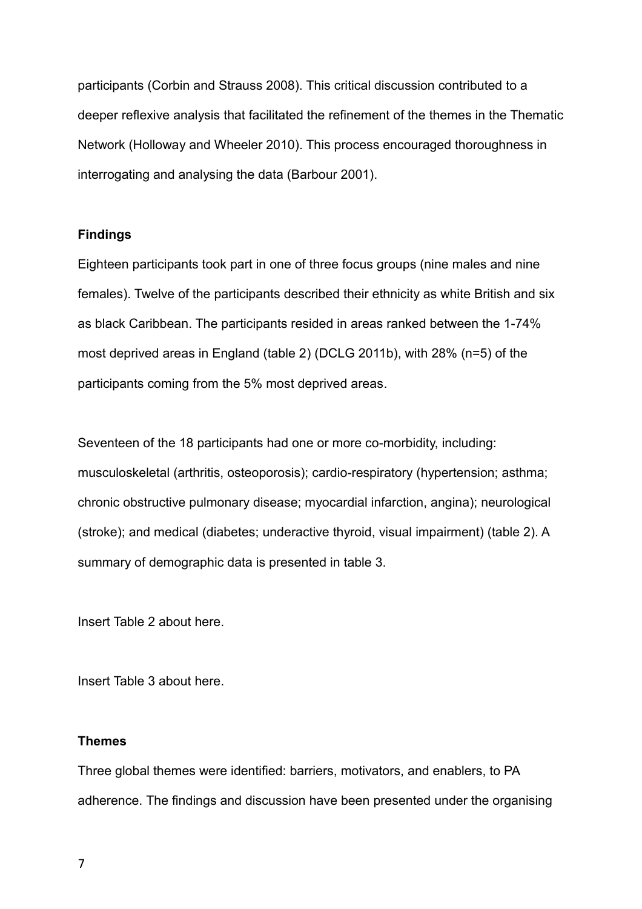participants (Corbin and Strauss 2008). This critical discussion contributed to a deeper reflexive analysis that facilitated the refinement of the themes in the Thematic Network (Holloway and Wheeler 2010). This process encouraged thoroughness in interrogating and analysing the data (Barbour 2001).

## Findings

Eighteen participants took part in one of three focus groups (nine males and nine females). Twelve of the participants described their ethnicity as white British and six as black Caribbean. The participants resided in areas ranked between the 1-74% most deprived areas in England (table 2) (DCLG 2011b), with 28% (n=5) of the participants coming from the 5% most deprived areas.

Seventeen of the 18 participants had one or more co-morbidity, including: musculoskeletal (arthritis, osteoporosis); cardio-respiratory (hypertension; asthma; chronic obstructive pulmonary disease; myocardial infarction, angina); neurological (stroke); and medical (diabetes; underactive thyroid, visual impairment) (table 2). A summary of demographic data is presented in table 3.

Insert Table 2 about here.

Insert Table 3 about here.

## Themes

Three global themes were identified: barriers, motivators, and enablers, to PA adherence. The findings and discussion have been presented under the organising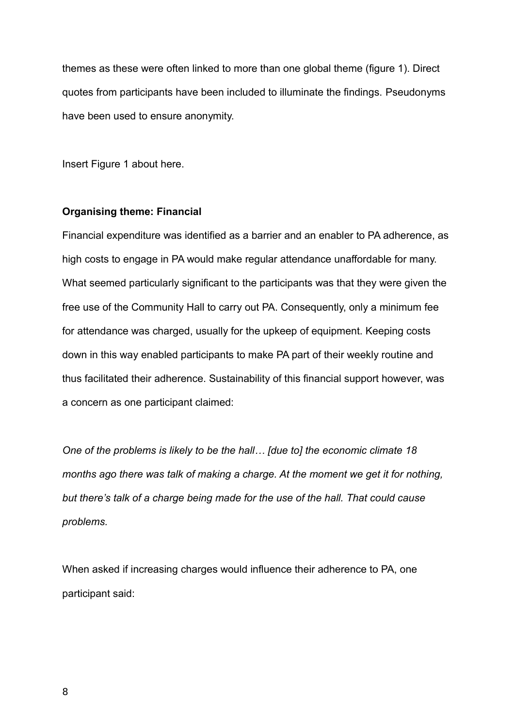themes as these were often linked to more than one global theme (figure 1). Direct quotes from participants have been included to illuminate the findings. Pseudonyms have been used to ensure anonymity.

Insert Figure 1 about here.

**Organising theme: Financial**

Financial expenditure was identified as a barrier and an enabler to PA adherence, as high costs to engage in PA would make regular attendance unaffordable for many. What seemed particularly significant to the participants was that they were given the free use of the Community Hall to carry out PA. Consequently, only a minimum fee for attendance was charged, usually for the upkeep of equipment. Keeping costs down in this way enabled participants to make PA part of their weekly routine and thus facilitated their adherence. Sustainability of this financial support however, was a concern as one participant claimed:

*One of the problems is likely to be the hall… [due to] the economic climate 18 months ago there was talk of making a charge. At the moment we get it for nothing, but there's talk of a charge being made for the use of the hall. That could cause problems.*

When asked if increasing charges would influence their adherence to PA, one participant said: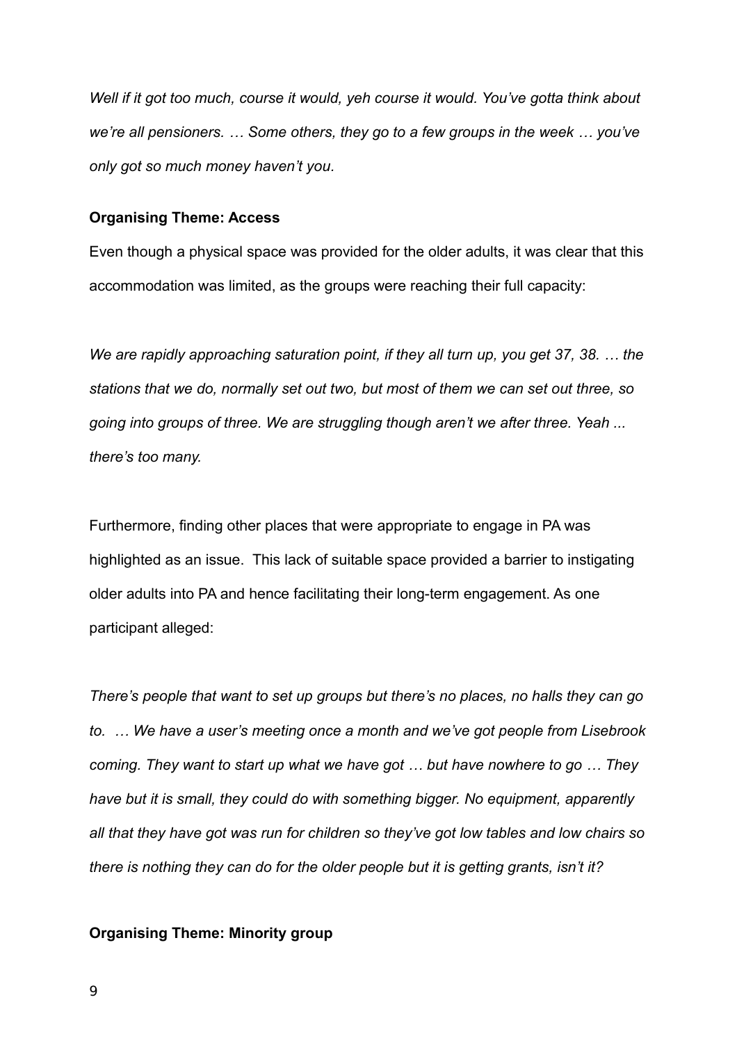*Well if it got too much, course it would, yeh course it would. You've gotta think about we're all pensioners. … Some others, they go to a few groups in the week … you've only got so much money haven't you.*

**Organising Theme: Access**

Even though a physical space was provided for the older adults, it was clear that this accommodation was limited, as the groups were reaching their full capacity:

*We are rapidly approaching saturation point, if they all turn up, you get 37, 38. … the stations that we do, normally set out two, but most of them we can set out three, so going into groups of three. We are struggling though aren't we after three. Yeah ... there's too many.*

Furthermore, finding other places that were appropriate to engage in PA was highlighted as an issue. This lack of suitable space provided a barrier to instigating older adults into PA and hence facilitating their long-term engagement. As one participant alleged:

*There's people that want to set up groups but there's no places, no halls they can go to. … We have a user's meeting once a month and we've got people from Lisebrook coming. They want to start up what we have got … but have nowhere to go … They have but it is small, they could do with something bigger. No equipment, apparently all that they have got was run for children so they've got low tables and low chairs so there is nothing they can do for the older people but it is getting grants, isn't it?*

**Organising Theme: Minority group**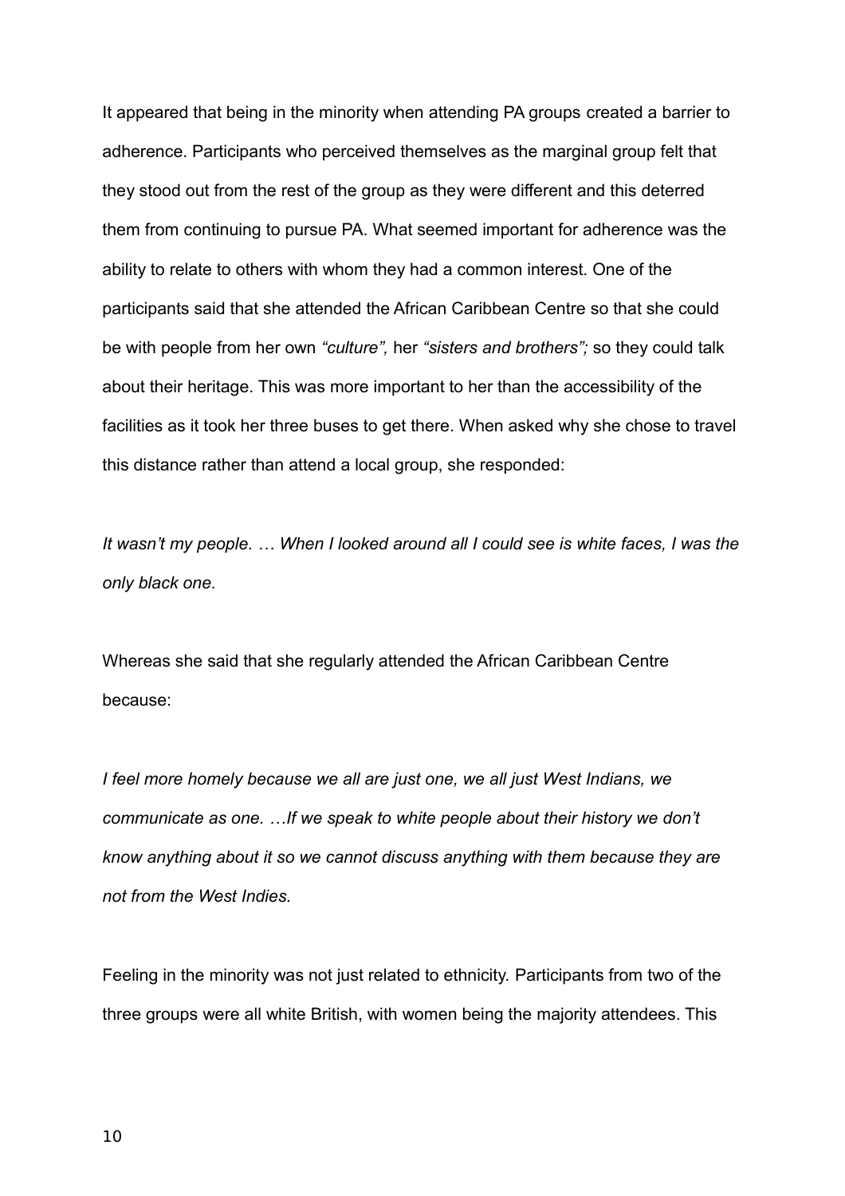It appeared that being in the minority when attending PA groups created a barrier to adherence. Participants who perceived themselves as the marginal group felt that they stood out from the rest of the group as they were different and this deterred them from continuing to pursue PA. What seemed important for adherence was the ability to relate to others with whom they had a common interest. One of the participants said that she attended the African Caribbean Centre so that she could be with people from her own *"culture",* her *"sisters and brothers";* so they could talk about their heritage. This was more important to her than the accessibility of the facilities as it took her three buses to get there. When asked why she chose to travel this distance rather than attend a local group, she responded:

*It wasn't my people. … When I looked around all I could see is white faces, I was the only black one.*

Whereas she said that she regularly attended the African Caribbean Centre because:

*I feel more homely because we all are just one, we all just West Indians, we communicate as one. …If we speak to white people about their history we don't know anything about it so we cannot discuss anything with them because they are not from the West Indies.*

Feeling in the minority was not just related to ethnicity. Participants from two of the three groups were all white British, with women being the majority attendees. This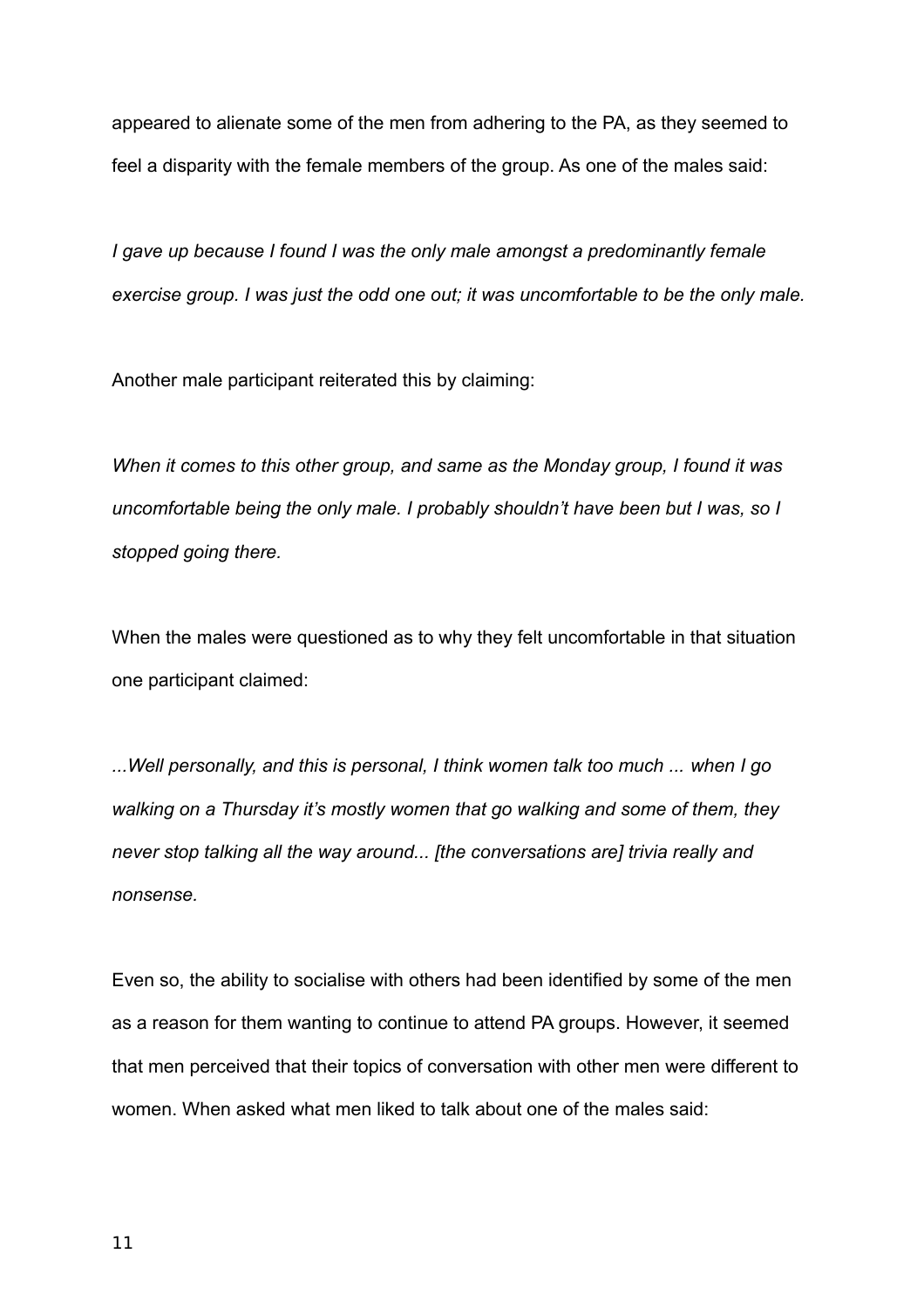appeared to alienate some of the men from adhering to the PA, as they seemed to feel a disparity with the female members of the group. As one of the males said:

*I gave up because I found I was the only male amongst a predominantly female exercise group. I was just the odd one out; it was uncomfortable to be the only male.*

Another male participant reiterated this by claiming:

*When it comes to this other group, and same as the Monday group, I found it was uncomfortable being the only male. I probably shouldn't have been but I was, so I stopped going there.*

When the males were questioned as to why they felt uncomfortable in that situation one participant claimed:

*...Well personally, and this is personal, I think women talk too much ... when I go walking on a Thursday it's mostly women that go walking and some of them, they never stop talking all the way around... [the conversations are] trivia really and nonsense.*

Even so, the ability to socialise with others had been identified by some of the men as a reason for them wanting to continue to attend PA groups. However, it seemed that men perceived that their topics of conversation with other men were different to women. When asked what men liked to talk about one of the males said: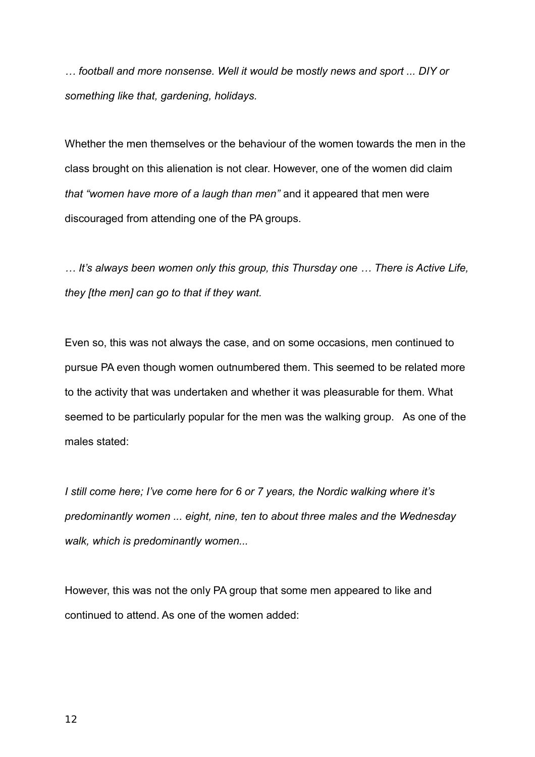*… football and more nonsense. Well it would be* m*ostly news and sport ... DIY or something like that, gardening, holidays.*

Whether the men themselves or the behaviour of the women towards the men in the class brought on this alienation is not clear. However, one of the women did claim *that "women have more of a laugh than men"* and it appeared that men were discouraged from attending one of the PA groups.

*… It's always been women only this group, this Thursday one … There is Active Life, they [the men] can go to that if they want.*

Even so, this was not always the case, and on some occasions, men continued to pursue PA even though women outnumbered them. This seemed to be related more to the activity that was undertaken and whether it was pleasurable for them. What seemed to be particularly popular for the men was the walking group. As one of the males stated:

*I still come here; I've come here for 6 or 7 years, the Nordic walking where it's predominantly women ... eight, nine, ten to about three males and the Wednesday walk, which is predominantly women...*

However, this was not the only PA group that some men appeared to like and continued to attend. As one of the women added: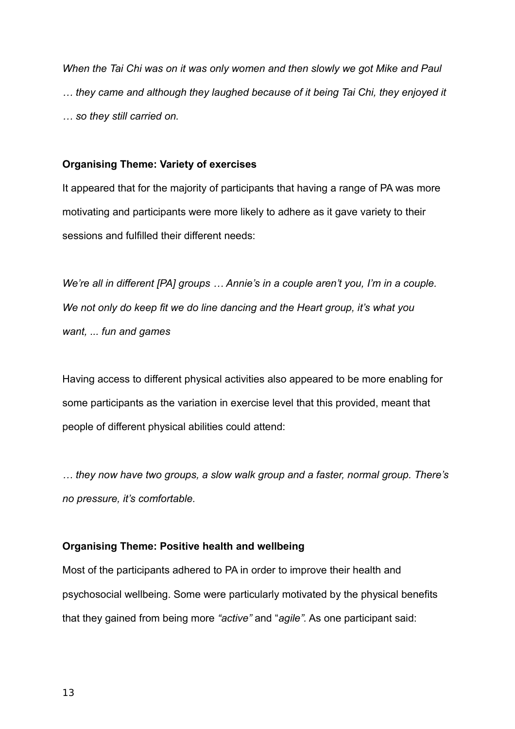*When the Tai Chi was on it was only women and then slowly we got Mike and Paul … they came and although they laughed because of it being Tai Chi, they enjoyed it … so they still carried on.*

**Organising Theme: Variety of exercises**

It appeared that for the majority of participants that having a range of PA was more motivating and participants were more likely to adhere as it gave variety to their sessions and fulfilled their different needs:

*We're all in different [PA] groups … Annie's in a couple aren't you, I'm in a couple. We not only do keep fit we do line dancing and the Heart group, it's what you want, ... fun and games*

Having access to different physical activities also appeared to be more enabling for some participants as the variation in exercise level that this provided, meant that people of different physical abilities could attend:

*… they now have two groups, a slow walk group and a faster, normal group. There's no pressure, it's comfortable.*

**Organising Theme: Positive health and wellbeing**

Most of the participants adhered to PA in order to improve their health and psychosocial wellbeing. Some were particularly motivated by the physical benefits that they gained from being more *"active"* and "*agile".* As one participant said: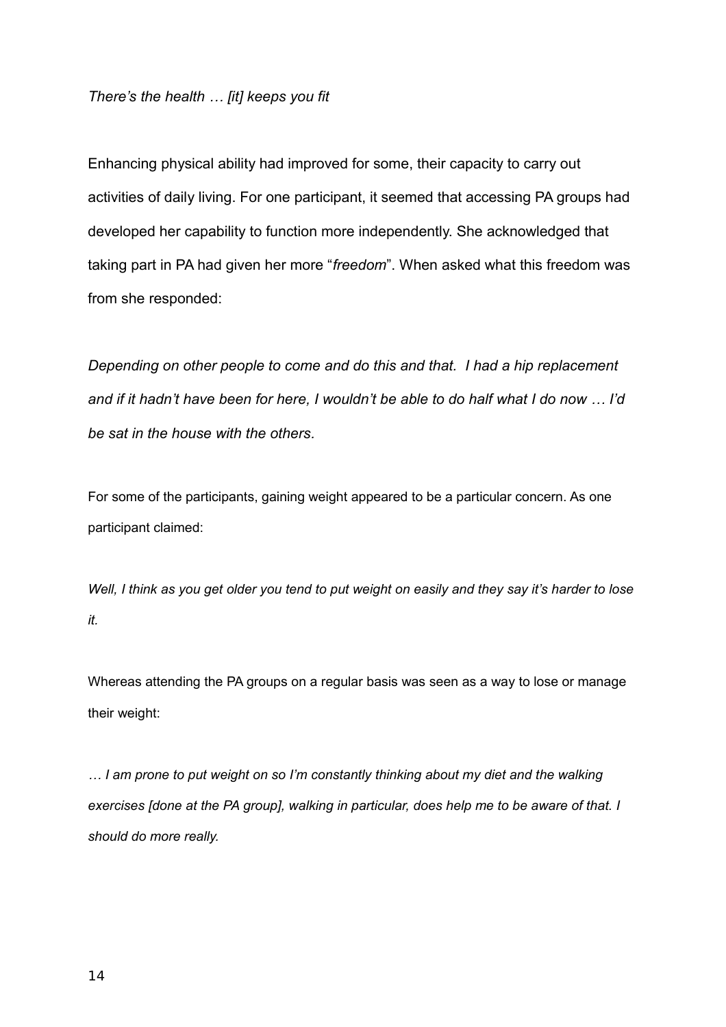*There's the health … [it] keeps you fit*

Enhancing physical ability had improved for some, their capacity to carry out activities of daily living. For one participant, it seemed that accessing PA groups had developed her capability to function more independently. She acknowledged that taking part in PA had given her more "*freedom*". When asked what this freedom was from she responded:

*Depending on other people to come and do this and that. I had a hip replacement and if it hadn't have been for here, I wouldn't be able to do half what I do now … I'd be sat in the house with the others.*

For some of the participants, gaining weight appeared to be a particular concern. As one participant claimed:

*Well, I think as you get older you tend to put weight on easily and they say it's harder to lose it.*

Whereas attending the PA groups on a regular basis was seen as a way to lose or manage their weight:

*… I am prone to put weight on so I'm constantly thinking about my diet and the walking exercises [done at the PA group], walking in particular, does help me to be aware of that. I should do more really.*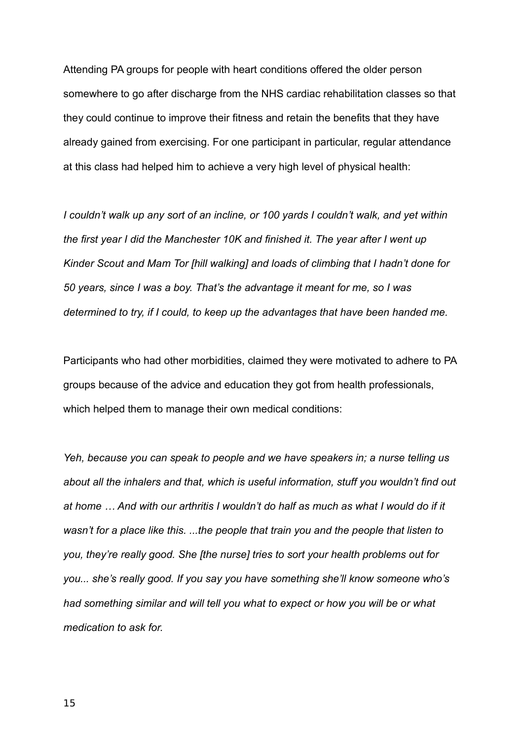Attending PA groups for people with heart conditions offered the older person somewhere to go after discharge from the NHS cardiac rehabilitation classes so that they could continue to improve their fitness and retain the benefits that they have already gained from exercising. For one participant in particular, regular attendance at this class had helped him to achieve a very high level of physical health:

*I couldn't walk up any sort of an incline, or 100 yards I couldn't walk, and yet within the first year I did the Manchester 10K and finished it. The year after I went up Kinder Scout and Mam Tor [hill walking] and loads of climbing that I hadn't done for 50 years, since I was a boy. That's the advantage it meant for me, so I was determined to try, if I could, to keep up the advantages that have been handed me.*

Participants who had other morbidities, claimed they were motivated to adhere to PA groups because of the advice and education they got from health professionals, which helped them to manage their own medical conditions:

*Yeh, because you can speak to people and we have speakers in; a nurse telling us about all the inhalers and that, which is useful information, stuff you wouldn't find out at home … And with our arthritis I wouldn't do half as much as what I would do if it wasn't for a place like this. ...the people that train you and the people that listen to you, they're really good. She [the nurse] tries to sort your health problems out for you... she's really good. If you say you have something she'll know someone who's had something similar and will tell you what to expect or how you will be or what medication to ask for.*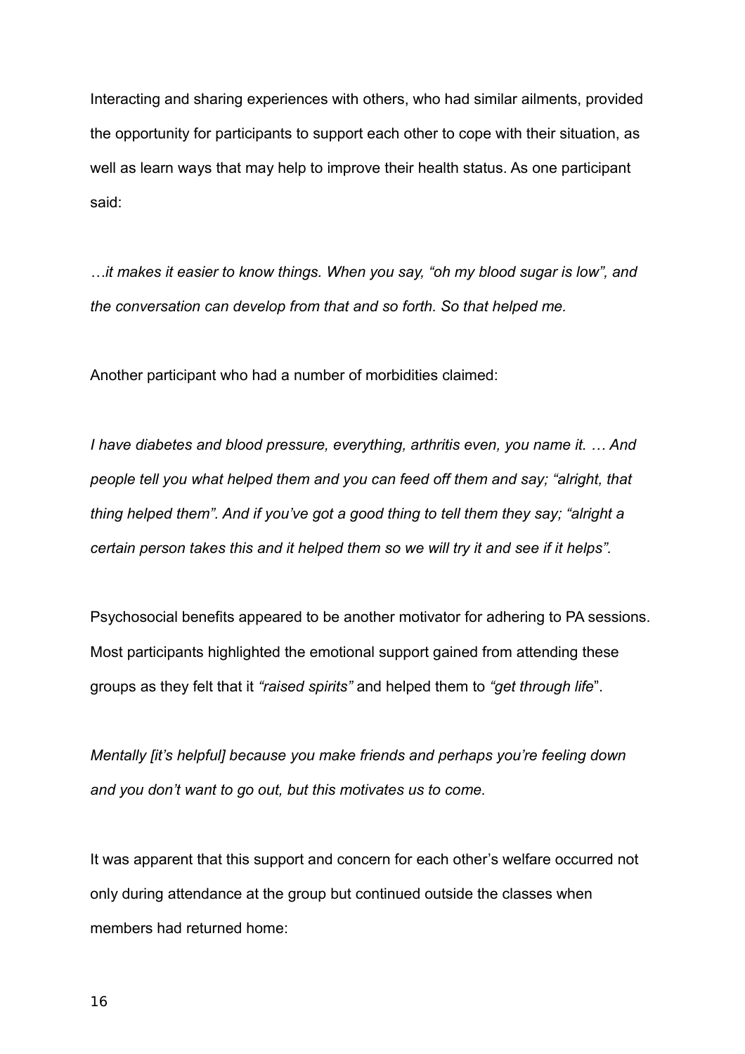Interacting and sharing experiences with others, who had similar ailments, provided the opportunity for participants to support each other to cope with their situation, as well as learn ways that may help to improve their health status. As one participant said:

*…it makes it easier to know things. When you say, "oh my blood sugar is low", and the conversation can develop from that and so forth. So that helped me.*

Another participant who had a number of morbidities claimed:

*I have diabetes and blood pressure, everything, arthritis even, you name it. … And people tell you what helped them and you can feed off them and say; "alright, that thing helped them". And if you've got a good thing to tell them they say; "alright a certain person takes this and it helped them so we will try it and see if it helps".*

Psychosocial benefits appeared to be another motivator for adhering to PA sessions. Most participants highlighted the emotional support gained from attending these groups as they felt that it *"raised spirits"* and helped them to *"get through life*".

*Mentally [it's helpful] because you make friends and perhaps you're feeling down and you don't want to go out, but this motivates us to come.*

It was apparent that this support and concern for each other's welfare occurred not only during attendance at the group but continued outside the classes when members had returned home: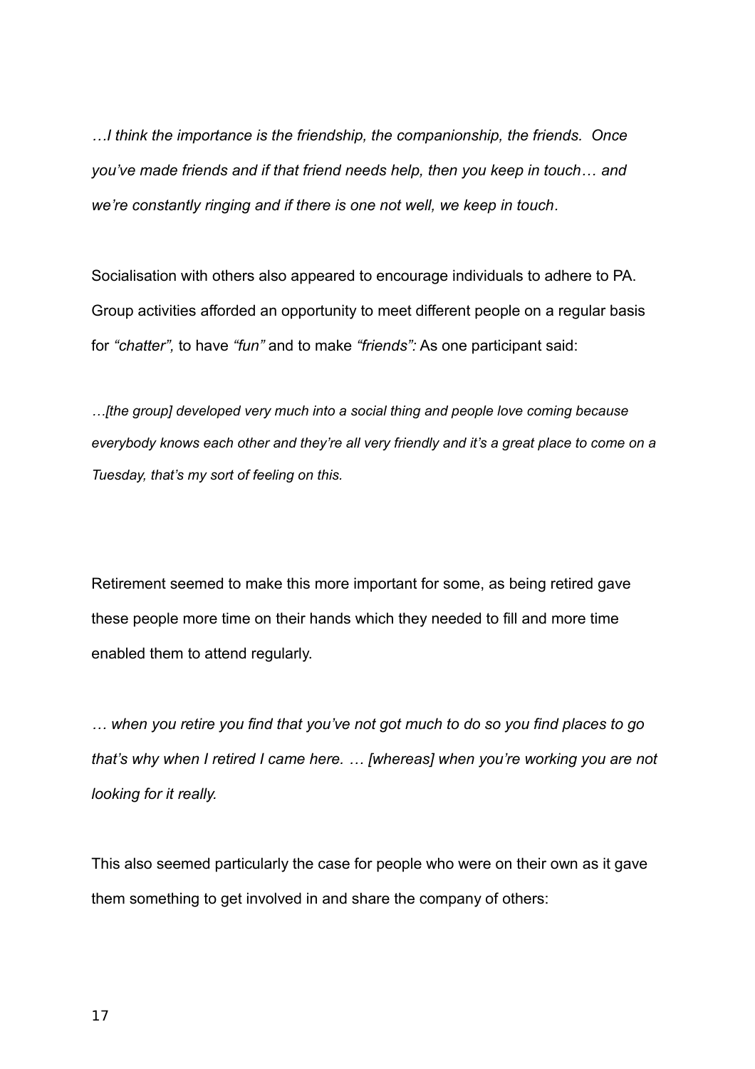*…I think the importance is the friendship, the companionship, the friends. Once you've made friends and if that friend needs help, then you keep in touch… and we're constantly ringing and if there is one not well, we keep in touch.*

Socialisation with others also appeared to encourage individuals to adhere to PA. Group activities afforded an opportunity to meet different people on a regular basis for *"chatter",* to have *"fun"* and to make *"friends":* As one participant said:

*…[the group] developed very much into a social thing and people love coming because everybody knows each other and they're all very friendly and it's a great place to come on a Tuesday, that's my sort of feeling on this.*

Retirement seemed to make this more important for some, as being retired gave these people more time on their hands which they needed to fill and more time enabled them to attend regularly.

*… when you retire you find that you've not got much to do so you find places to go that's why when I retired I came here. … [whereas] when you're working you are not looking for it really.*

This also seemed particularly the case for people who were on their own as it gave them something to get involved in and share the company of others: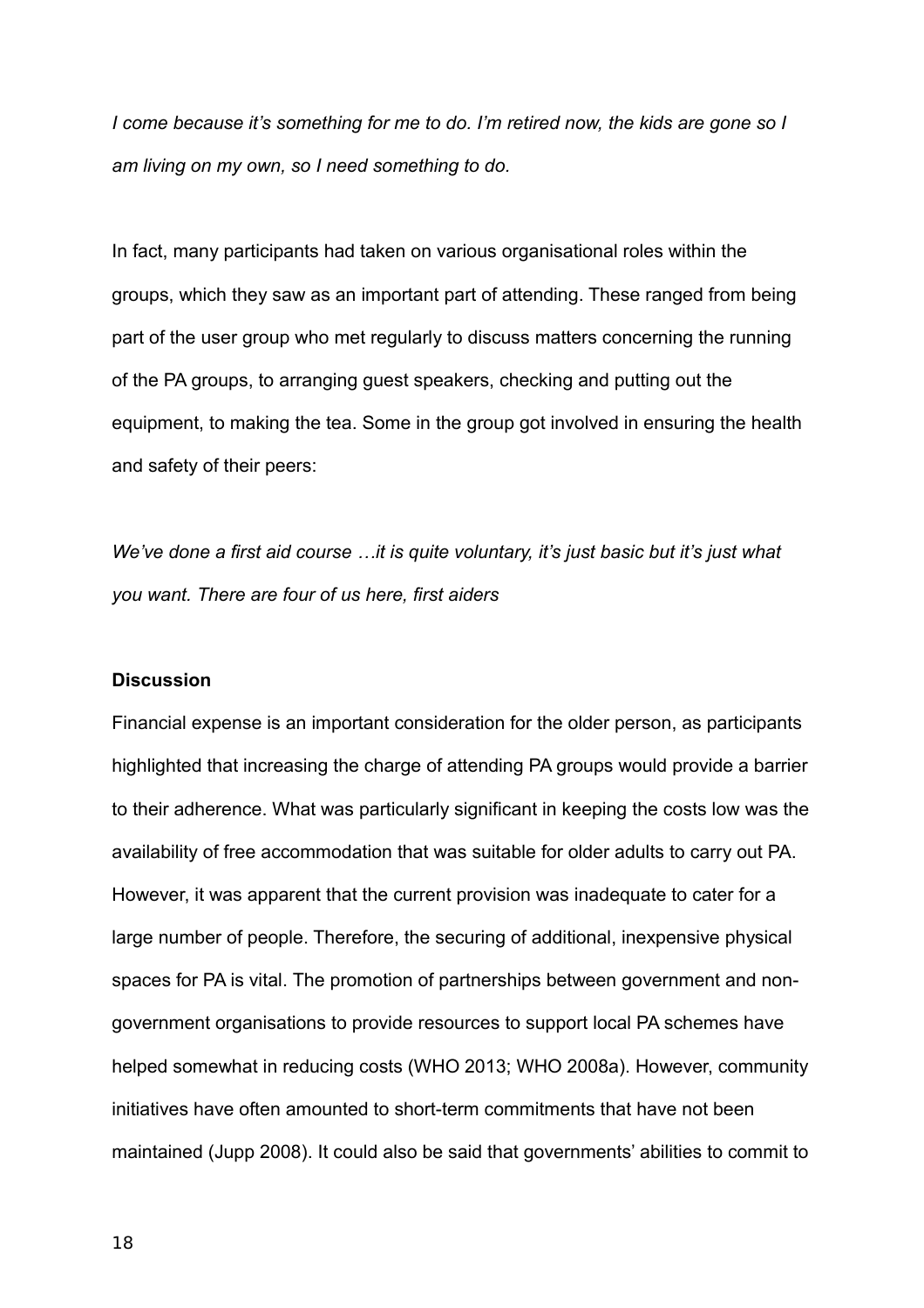*I come because it's something for me to do. I'm retired now, the kids are gone so I am living on my own, so I need something to do.*

In fact, many participants had taken on various organisational roles within the groups, which they saw as an important part of attending. These ranged from being part of the user group who met regularly to discuss matters concerning the running of the PA groups, to arranging guest speakers, checking and putting out the equipment, to making the tea. Some in the group got involved in ensuring the health and safety of their peers:

*We've done a first aid course …it is quite voluntary, it's just basic but it's just what you want. There are four of us here, first aiders*

**Discussion**

Financial expense is an important consideration for the older person, as participants highlighted that increasing the charge of attending PA groups would provide a barrier to their adherence. What was particularly significant in keeping the costs low was the availability of free accommodation that was suitable for older adults to carry out PA. However, it was apparent that the current provision was inadequate to cater for a large number of people. Therefore, the securing of additional, inexpensive physical spaces for PA is vital. The promotion of partnerships between government and non-government organisations to provide resources to support local PA schemes have helped somewhat in reducing costs (WHO 2013; WHO 2008a). However, community initiatives have often amounted to short-term commitments that have not been maintained (Jupp 2008). It could also be said that governments' abilities to commit to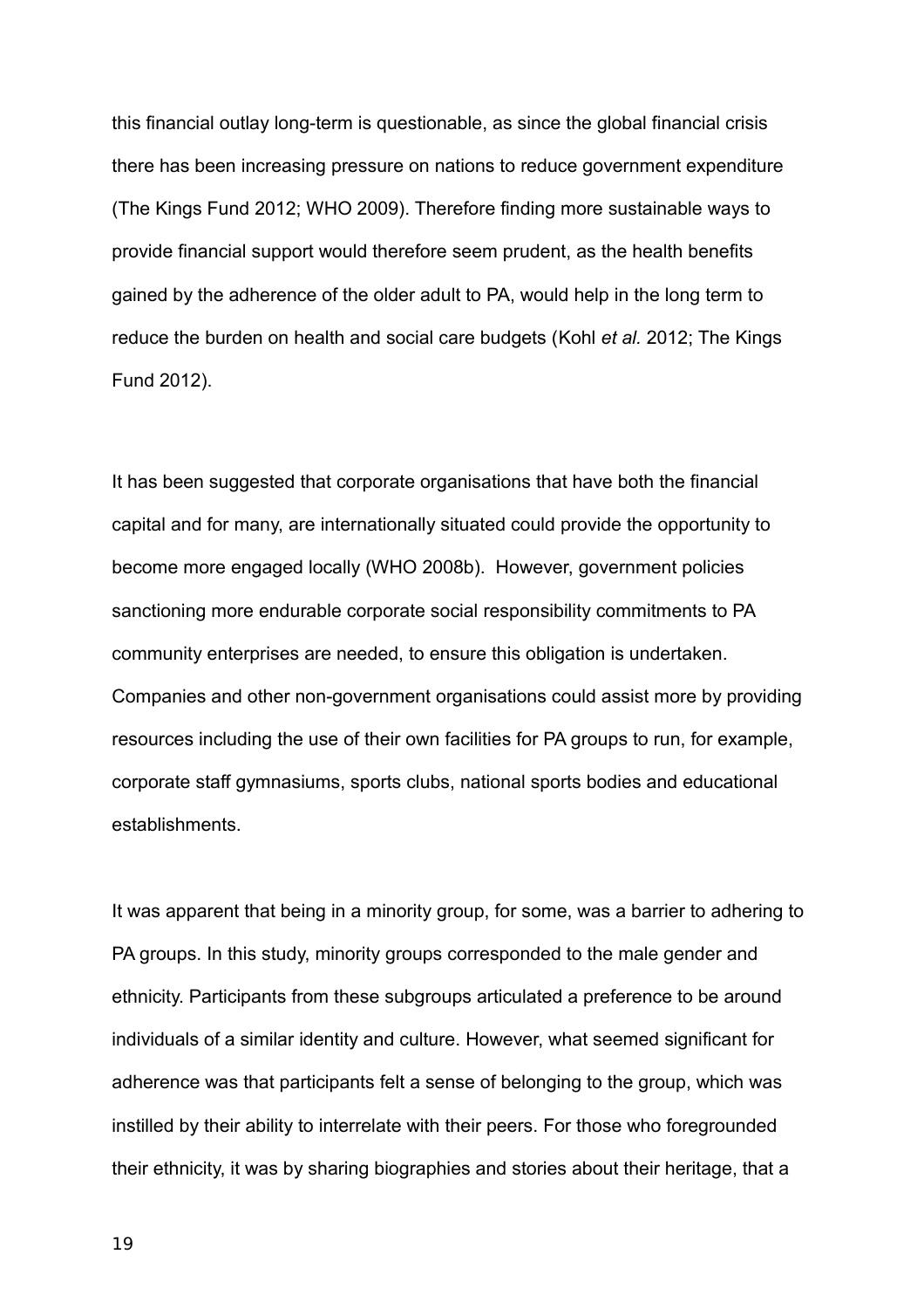this financial outlay long-term is questionable, as since the global financial crisis there has been increasing pressure on nations to reduce government expenditure (The Kings Fund 2012; WHO 2009). Therefore finding more sustainable ways to provide financial support would therefore seem prudent, as the health benefits gained by the adherence of the older adult to PA, would help in the long term to reduce the burden on health and social care budgets (Kohl *et al.* 2012; The Kings Fund 2012).

It has been suggested that corporate organisations that have both the financial capital and for many, are internationally situated could provide the opportunity to become more engaged locally (WHO 2008b). However, government policies sanctioning more endurable corporate social responsibility commitments to PA community enterprises are needed, to ensure this obligation is undertaken. Companies and other non-government organisations could assist more by providing resources including the use of their own facilities for PA groups to run, for example, corporate staff gymnasiums, sports clubs, national sports bodies and educational establishments.

It was apparent that being in a minority group, for some, was a barrier to adhering to PA groups. In this study, minority groups corresponded to the male gender and ethnicity. Participants from these subgroups articulated a preference to be around individuals of a similar identity and culture. However, what seemed significant for adherence was that participants felt a sense of belonging to the group, which was instilled by their ability to interrelate with their peers. For those who foregrounded their ethnicity, it was by sharing biographies and stories about their heritage, that a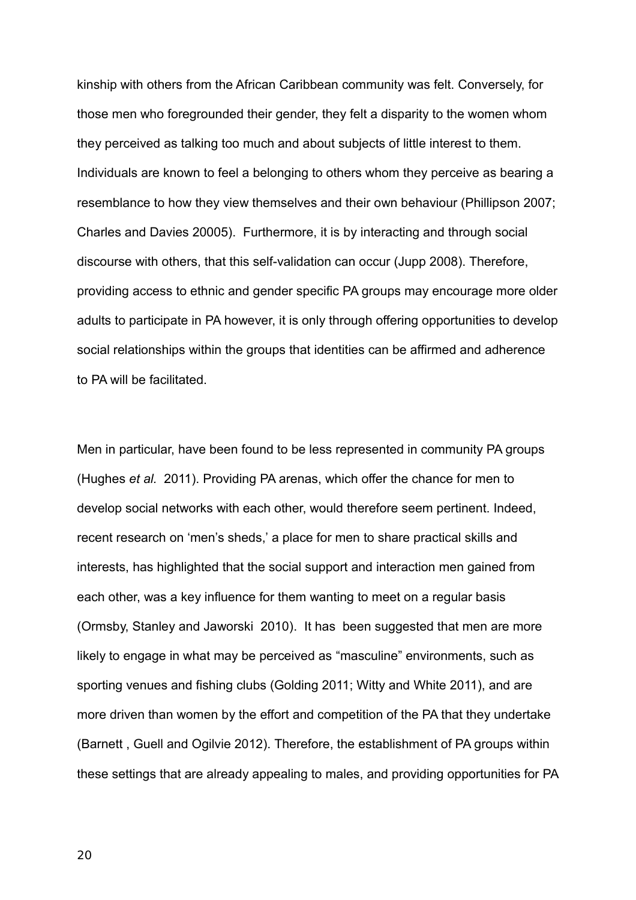kinship with others from the African Caribbean community was felt. Conversely, for those men who foregrounded their gender, they felt a disparity to the women whom they perceived as talking too much and about subjects of little interest to them. Individuals are known to feel a belonging to others whom they perceive as bearing a resemblance to how they view themselves and their own behaviour (Phillipson 2007; Charles and Davies 20005). Furthermore, it is by interacting and through social discourse with others, that this self-validation can occur (Jupp 2008). Therefore, providing access to ethnic and gender specific PA groups may encourage more older adults to participate in PA however, it is only through offering opportunities to develop social relationships within the groups that identities can be affirmed and adherence to PA will be facilitated.

Men in particular, have been found to be less represented in community PA groups (Hughes *et al.* 2011). Providing PA arenas, which offer the chance for men to develop social networks with each other, would therefore seem pertinent. Indeed, recent research on 'men's sheds,' a place for men to share practical skills and interests, has highlighted that the social support and interaction men gained from each other, was a key influence for them wanting to meet on a regular basis (Ormsby, Stanley and Jaworski 2010). It has been suggested that men are more likely to engage in what may be perceived as "masculine" environments, such as sporting venues and fishing clubs (Golding 2011; Witty and White 2011), and are more driven than women by the effort and competition of the PA that they undertake (Barnett , Guell and Ogilvie 2012). Therefore, the establishment of PA groups within these settings that are already appealing to males, and providing opportunities for PA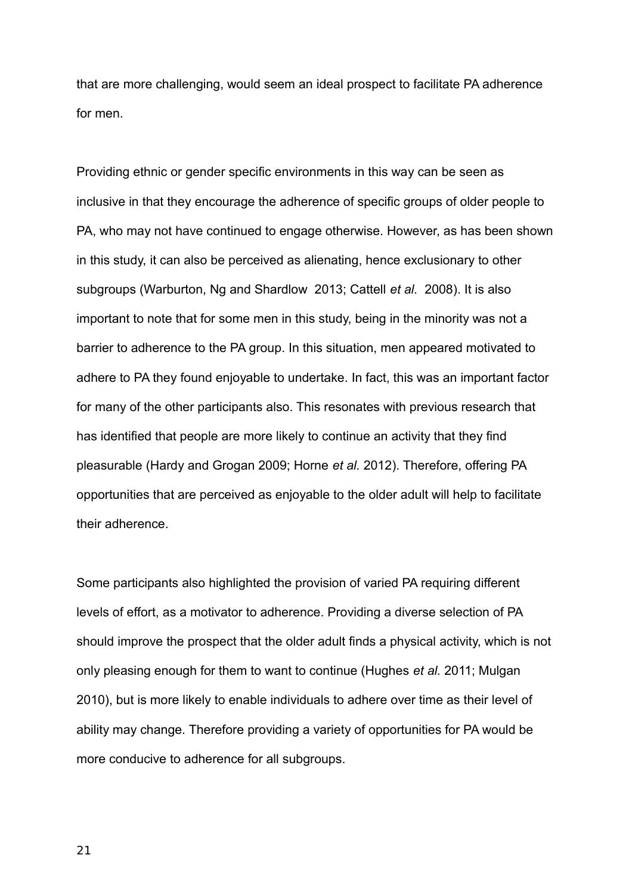that are more challenging, would seem an ideal prospect to facilitate PA adherence for men.

Providing ethnic or gender specific environments in this way can be seen as inclusive in that they encourage the adherence of specific groups of older people to PA, who may not have continued to engage otherwise. However, as has been shown in this study, it can also be perceived as alienating, hence exclusionary to other subgroups (Warburton, Ng and Shardlow 2013; Cattell *et al.* 2008). It is also important to note that for some men in this study, being in the minority was not a barrier to adherence to the PA group. In this situation, men appeared motivated to adhere to PA they found enjoyable to undertake. In fact, this was an important factor for many of the other participants also. This resonates with previous research that has identified that people are more likely to continue an activity that they find pleasurable (Hardy and Grogan 2009; Horne *et al.* 2012). Therefore, offering PA opportunities that are perceived as enjoyable to the older adult will help to facilitate their adherence.

Some participants also highlighted the provision of varied PA requiring different levels of effort, as a motivator to adherence. Providing a diverse selection of PA should improve the prospect that the older adult finds a physical activity, which is not only pleasing enough for them to want to continue (Hughes *et al.* 2011; Mulgan 2010), but is more likely to enable individuals to adhere over time as their level of ability may change. Therefore providing a variety of opportunities for PA would be more conducive to adherence for all subgroups.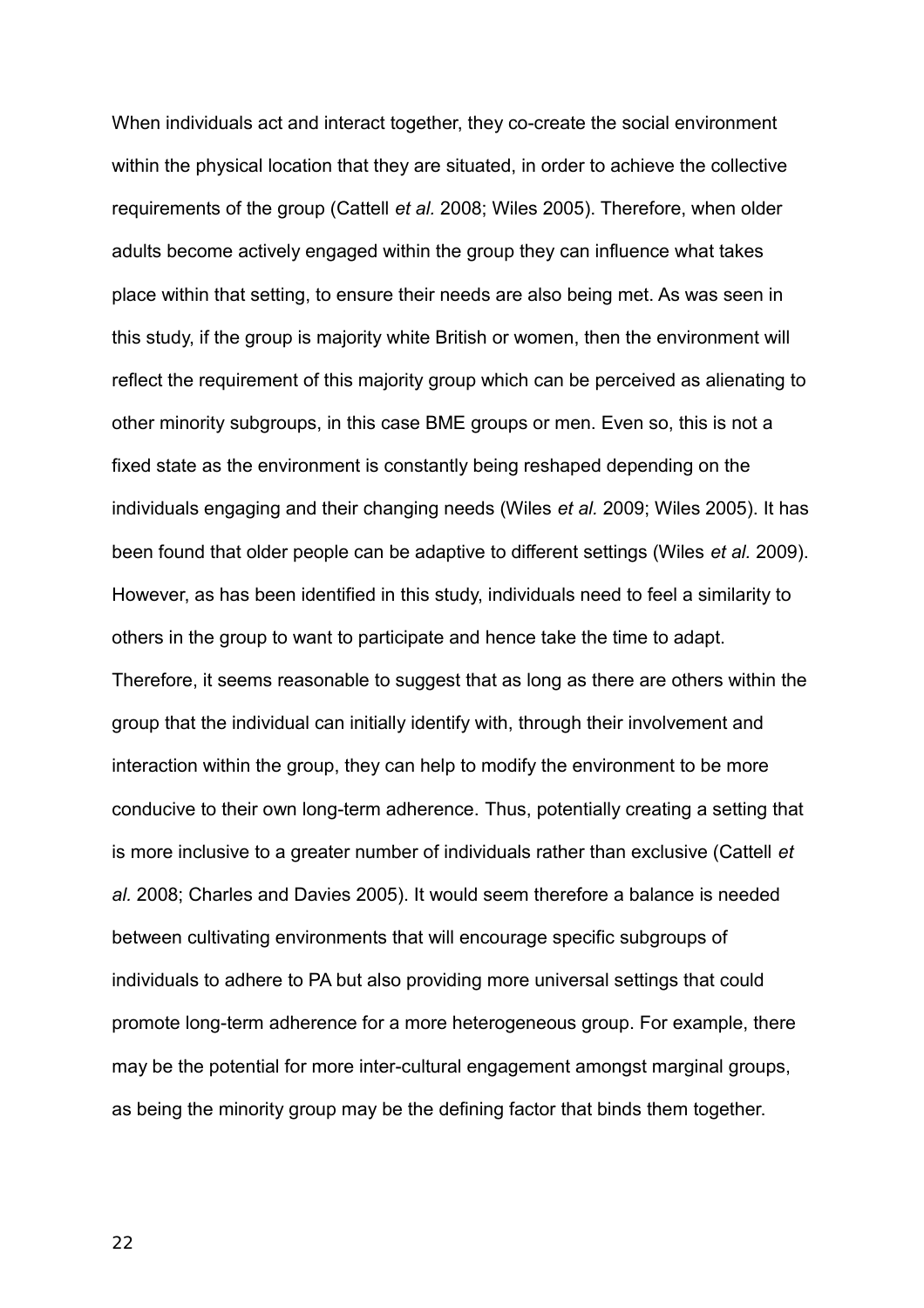When individuals act and interact together, they co-create the social environment within the physical location that they are situated, in order to achieve the collective requirements of the group (Cattell *et al.* 2008; Wiles 2005). Therefore, when older adults become actively engaged within the group they can influence what takes place within that setting, to ensure their needs are also being met. As was seen in this study, if the group is majority white British or women, then the environment will reflect the requirement of this majority group which can be perceived as alienating to other minority subgroups, in this case BME groups or men. Even so, this is not a fixed state as the environment is constantly being reshaped depending on the individuals engaging and their changing needs (Wiles *et al.* 2009; Wiles 2005). It has been found that older people can be adaptive to different settings (Wiles *et al.* 2009). However, as has been identified in this study, individuals need to feel a similarity to others in the group to want to participate and hence take the time to adapt. Therefore, it seems reasonable to suggest that as long as there are others within the group that the individual can initially identify with, through their involvement and interaction within the group, they can help to modify the environment to be more conducive to their own long-term adherence. Thus, potentially creating a setting that is more inclusive to a greater number of individuals rather than exclusive (Cattell *et al.* 2008; Charles and Davies 2005). It would seem therefore a balance is needed between cultivating environments that will encourage specific subgroups of individuals to adhere to PA but also providing more universal settings that could promote long-term adherence for a more heterogeneous group. For example, there may be the potential for more inter-cultural engagement amongst marginal groups, as being the minority group may be the defining factor that binds them together.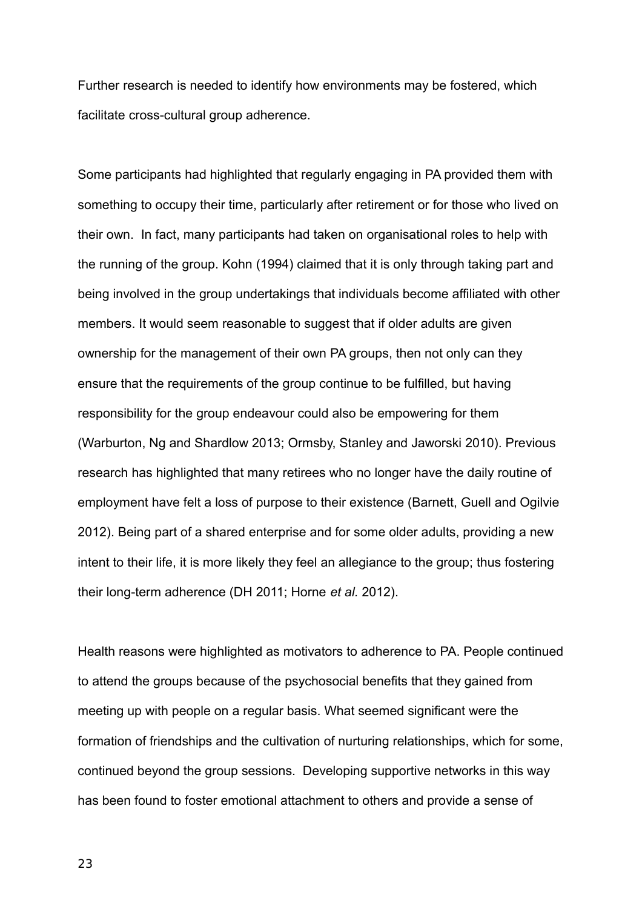Further research is needed to identify how environments may be fostered, which facilitate cross-cultural group adherence.

Some participants had highlighted that regularly engaging in PA provided them with something to occupy their time, particularly after retirement or for those who lived on their own. In fact, many participants had taken on organisational roles to help with the running of the group. Kohn (1994) claimed that it is only through taking part and being involved in the group undertakings that individuals become affiliated with other members. It would seem reasonable to suggest that if older adults are given ownership for the management of their own PA groups, then not only can they ensure that the requirements of the group continue to be fulfilled, but having responsibility for the group endeavour could also be empowering for them (Warburton, Ng and Shardlow 2013; Ormsby, Stanley and Jaworski 2010). Previous research has highlighted that many retirees who no longer have the daily routine of employment have felt a loss of purpose to their existence (Barnett, Guell and Ogilvie 2012). Being part of a shared enterprise and for some older adults, providing a new intent to their life, it is more likely they feel an allegiance to the group; thus fostering their long-term adherence (DH 2011; Horne *et al.* 2012).

Health reasons were highlighted as motivators to adherence to PA. People continued to attend the groups because of the psychosocial benefits that they gained from meeting up with people on a regular basis. What seemed significant were the formation of friendships and the cultivation of nurturing relationships, which for some, continued beyond the group sessions. Developing supportive networks in this way has been found to foster emotional attachment to others and provide a sense of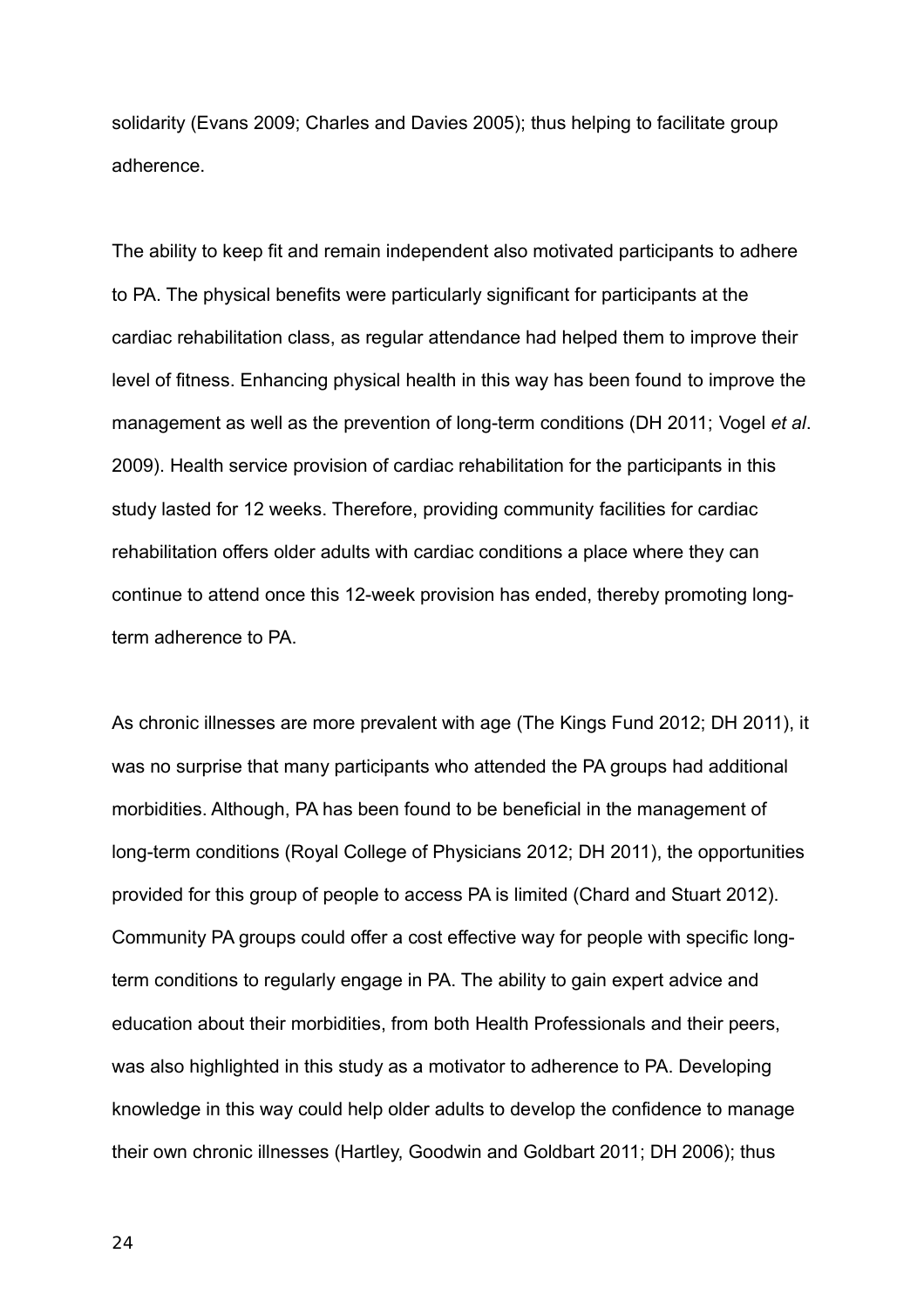solidarity (Evans 2009; Charles and Davies 2005); thus helping to facilitate group adherence.

The ability to keep fit and remain independent also motivated participants to adhere to PA. The physical benefits were particularly significant for participants at the cardiac rehabilitation class, as regular attendance had helped them to improve their level of fitness. Enhancing physical health in this way has been found to improve the management as well as the prevention of long-term conditions (DH 2011; Vogel *et al*. 2009). Health service provision of cardiac rehabilitation for the participants in this study lasted for 12 weeks. Therefore, providing community facilities for cardiac rehabilitation offers older adults with cardiac conditions a place where they can continue to attend once this 12-week provision has ended, thereby promoting long-term adherence to PA.

As chronic illnesses are more prevalent with age (The Kings Fund 2012; DH 2011), it was no surprise that many participants who attended the PA groups had additional morbidities. Although, PA has been found to be beneficial in the management of long-term conditions (Royal College of Physicians 2012; DH 2011), the opportunities provided for this group of people to access PA is limited (Chard and Stuart 2012). Community PA groups could offer a cost effective way for people with specific long-term conditions to regularly engage in PA. The ability to gain expert advice and education about their morbidities, from both Health Professionals and their peers, was also highlighted in this study as a motivator to adherence to PA. Developing knowledge in this way could help older adults to develop the confidence to manage their own chronic illnesses (Hartley, Goodwin and Goldbart 2011; DH 2006); thus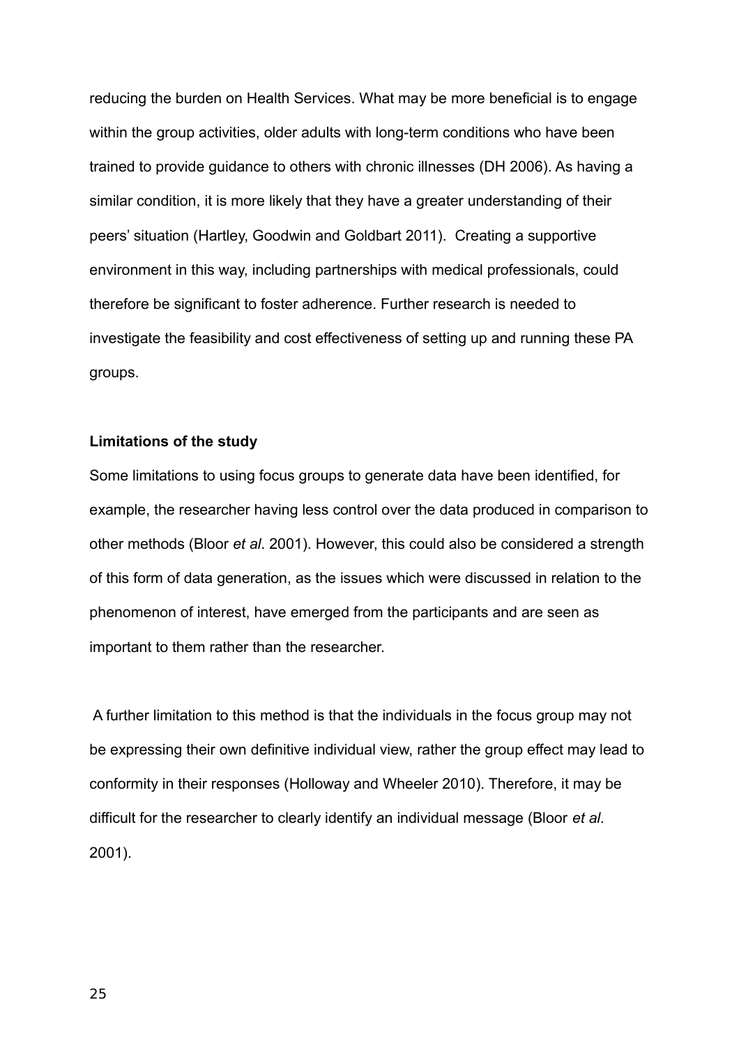reducing the burden on Health Services. What may be more beneficial is to engage within the group activities, older adults with long-term conditions who have been trained to provide guidance to others with chronic illnesses (DH 2006). As having a similar condition, it is more likely that they have a greater understanding of their peers' situation (Hartley, Goodwin and Goldbart 2011). Creating a supportive environment in this way, including partnerships with medical professionals, could therefore be significant to foster adherence. Further research is needed to investigate the feasibility and cost effectiveness of setting up and running these PA groups.

**Limitations of the study**

Some limitations to using focus groups to generate data have been identified, for example, the researcher having less control over the data produced in comparison to other methods (Bloor *et al*. 2001). However, this could also be considered a strength of this form of data generation, as the issues which were discussed in relation to the phenomenon of interest, have emerged from the participants and are seen as important to them rather than the researcher.

A further limitation to this method is that the individuals in the focus group may not be expressing their own definitive individual view, rather the group effect may lead to conformity in their responses (Holloway and Wheeler 2010). Therefore, it may be difficult for the researcher to clearly identify an individual message (Bloor *et al.* 2001).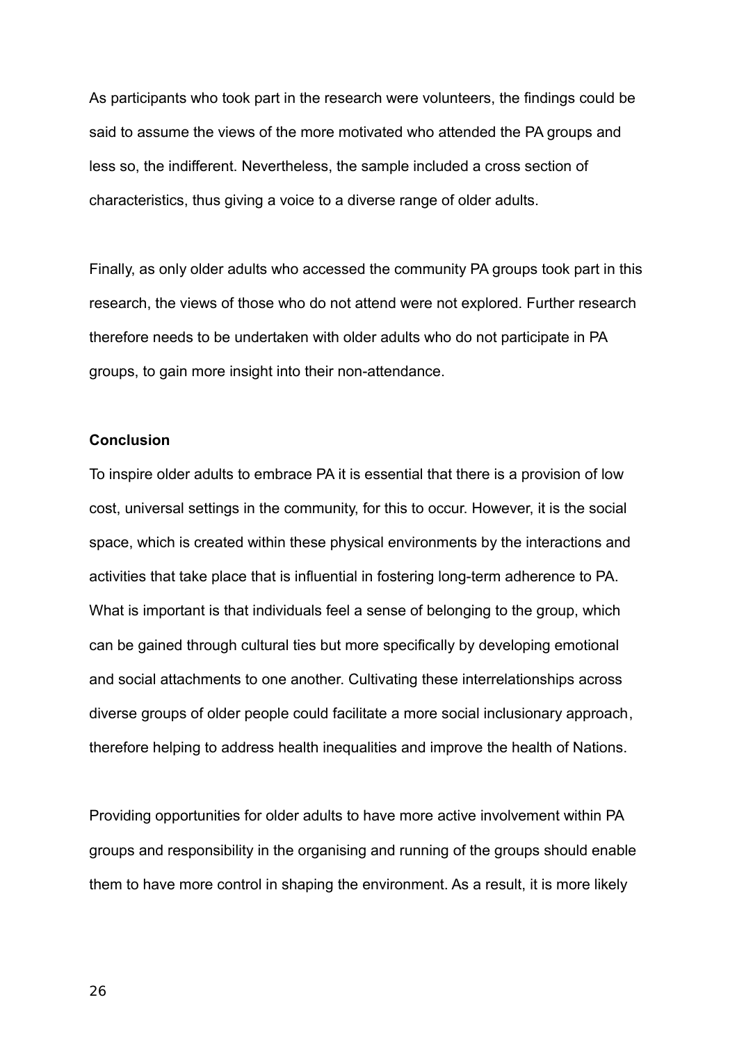As participants who took part in the research were volunteers, the findings could be said to assume the views of the more motivated who attended the PA groups and less so, the indifferent. Nevertheless, the sample included a cross section of characteristics, thus giving a voice to a diverse range of older adults.

Finally, as only older adults who accessed the community PA groups took part in this research, the views of those who do not attend were not explored. Further research therefore needs to be undertaken with older adults who do not participate in PA groups, to gain more insight into their non-attendance.

**Conclusion**

To inspire older adults to embrace PA it is essential that there is a provision of low cost, universal settings in the community, for this to occur. However, it is the social space, which is created within these physical environments by the interactions and activities that take place that is influential in fostering long-term adherence to PA. What is important is that individuals feel a sense of belonging to the group, which can be gained through cultural ties but more specifically by developing emotional and social attachments to one another. Cultivating these interrelationships across diverse groups of older people could facilitate a more social inclusionary approach, therefore helping to address health inequalities and improve the health of Nations.

Providing opportunities for older adults to have more active involvement within PA groups and responsibility in the organising and running of the groups should enable them to have more control in shaping the environment. As a result, it is more likely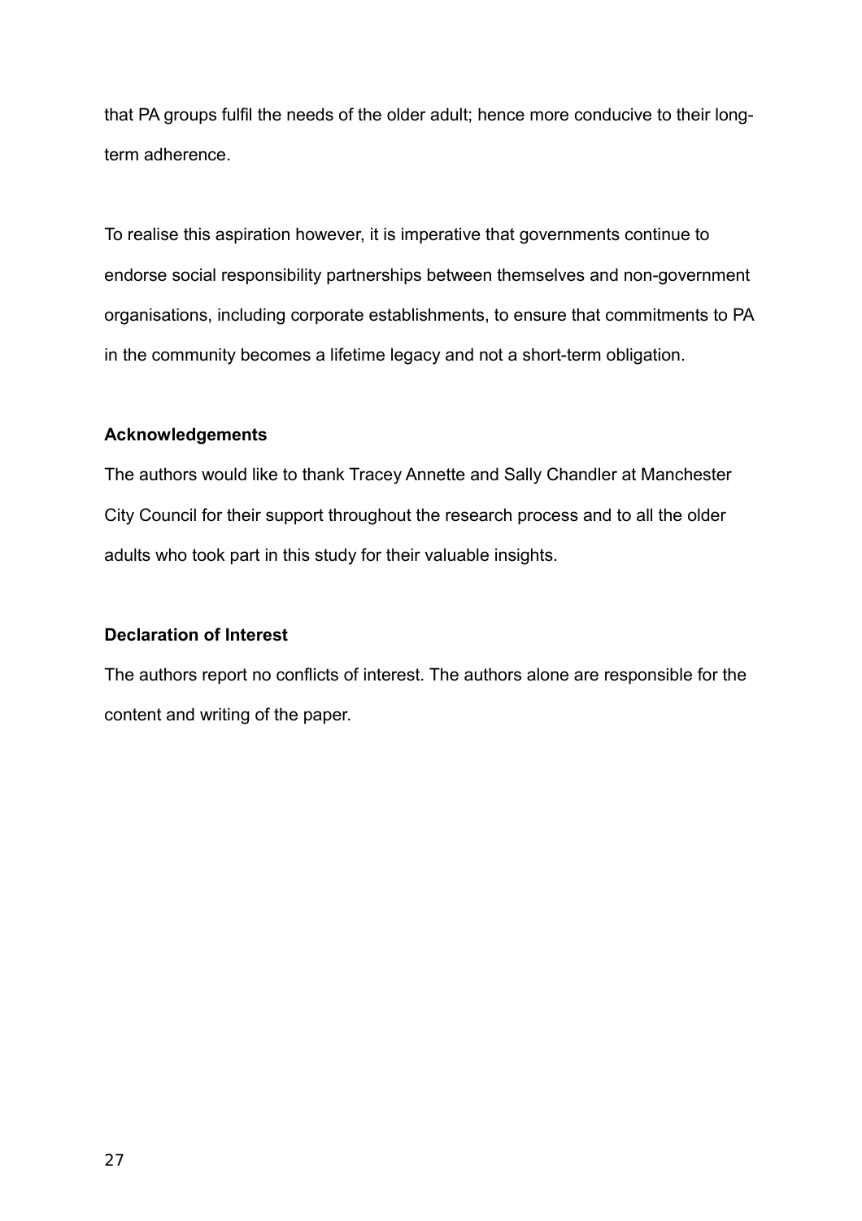that PA groups fulfil the needs of the older adult; hence more conducive to their long-term adherence.

To realise this aspiration however, it is imperative that governments continue to endorse social responsibility partnerships between themselves and non-government organisations, including corporate establishments, to ensure that commitments to PA in the community becomes a lifetime legacy and not a short-term obligation.

**Acknowledgements**

The authors would like to thank Tracey Annette and Sally Chandler at Manchester City Council for their support throughout the research process and to all the older adults who took part in this study for their valuable insights.

**Declaration of Interest**

The authors report no conflicts of interest. The authors alone are responsible for the content and writing of the paper.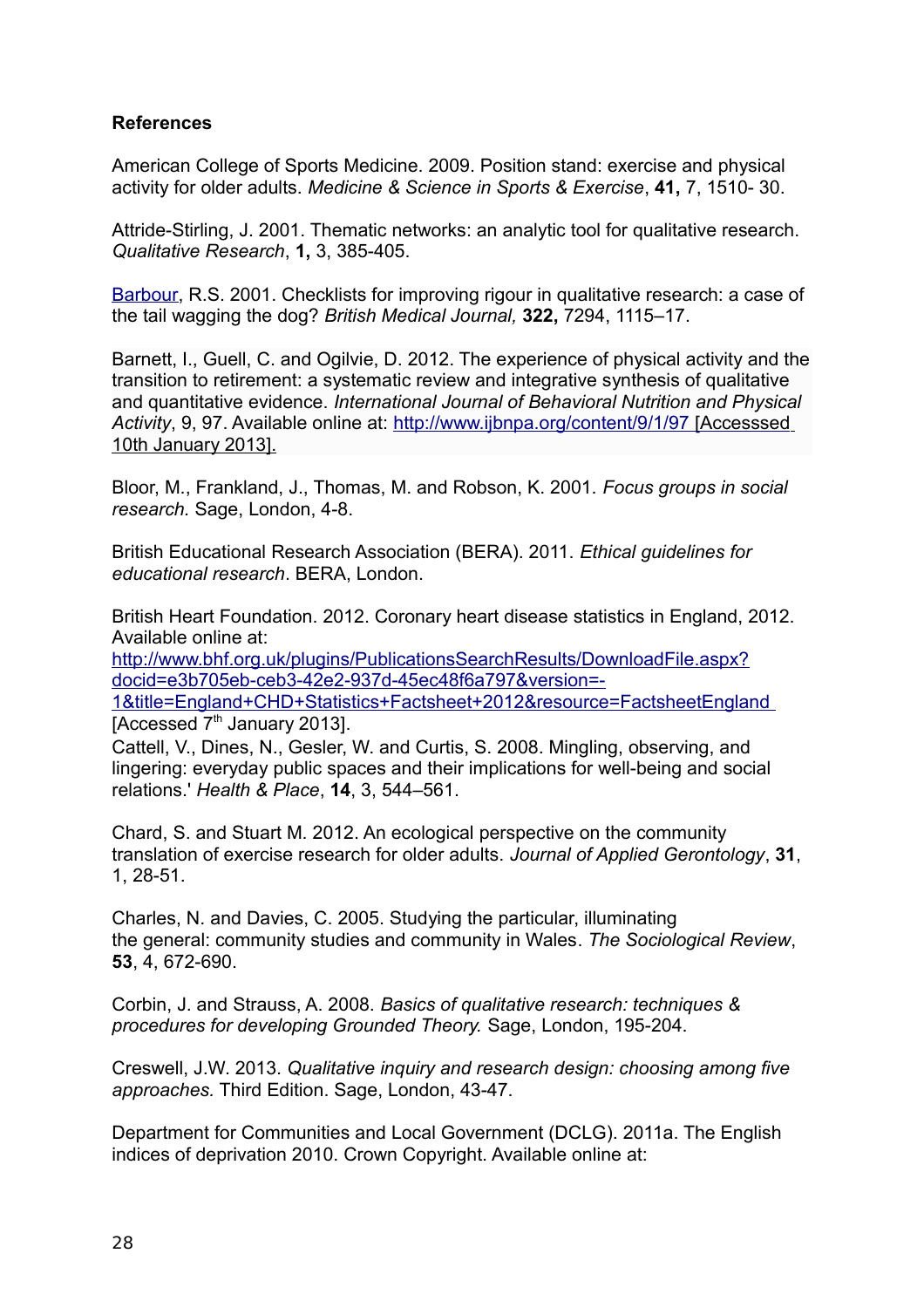**References**

American College of Sports Medicine. 2009. Position stand: exercise and physical activity for older adults. *Medicine & Science in Sports & Exercise*, **41,** 7, 1510- 30.

Attride-Stirling, J. 2001. Thematic networks: an analytic tool for qualitative research. *Qualitative Research*, **1,** 3, 385-405.

Barbour, R.S. 2001. Checklists for improving rigour in qualitative research: a case of the tail wagging the dog? *British Medical Journal,* **322,** 7294, 1115–17.

Barnett, I., Guell, C. and Ogilvie, D. 2012. The experience of physical activity and the transition to retirement: a systematic review and integrative synthesis of qualitative and quantitative evidence. *International Journal of Behavioral Nutrition and Physical Activity*, 9, 97. Available online at: http://www.ijbnpa.org/content/9/1/97 [Accesssed 10th January 2013].

Bloor, M., Frankland, J., Thomas, M. and Robson, K. 2001. *Focus groups in social research.* Sage, London, 4-8.

British Educational Research Association (BERA). 2011. *Ethical guidelines for educational research*. BERA, London.

British Heart Foundation. 2012. Coronary heart disease statistics in England, 2012. Available online at: http://www.bhf.org.uk/plugins/PublicationsSearchResults/DownloadFile.aspx?docid=e3b705eb-ceb3-42e2-937d-45ec48f6a797&version=-1&title=England+CHD+Statistics+Factsheet+2012&resource=FactsheetEngland [Accessed 7th January 2013].

Cattell, V., Dines, N., Gesler, W. and Curtis, S. 2008. Mingling, observing, and lingering: everyday public spaces and their implications for well-being and social relations.' *Health & Place*, **14**, 3, 544–561.

Chard, S. and Stuart M. 2012. An ecological perspective on the community translation of exercise research for older adults. *Journal of Applied Gerontology*, **31**, 1, 28-51.

Charles, N. and Davies, C. 2005. Studying the particular, illuminating the general: community studies and community in Wales. *The Sociological Review*, **53**, 4, 672-690.

Corbin, J. and Strauss, A. 2008. *Basics of qualitative research: techniques & procedures for developing Grounded Theory.* Sage, London, 195-204.

Creswell, J.W. 2013. *Qualitative inquiry and research design: choosing among five approaches.* Third Edition. Sage, London, 43-47.

Department for Communities and Local Government (DCLG). 2011a. The English indices of deprivation 2010. Crown Copyright. Available online at: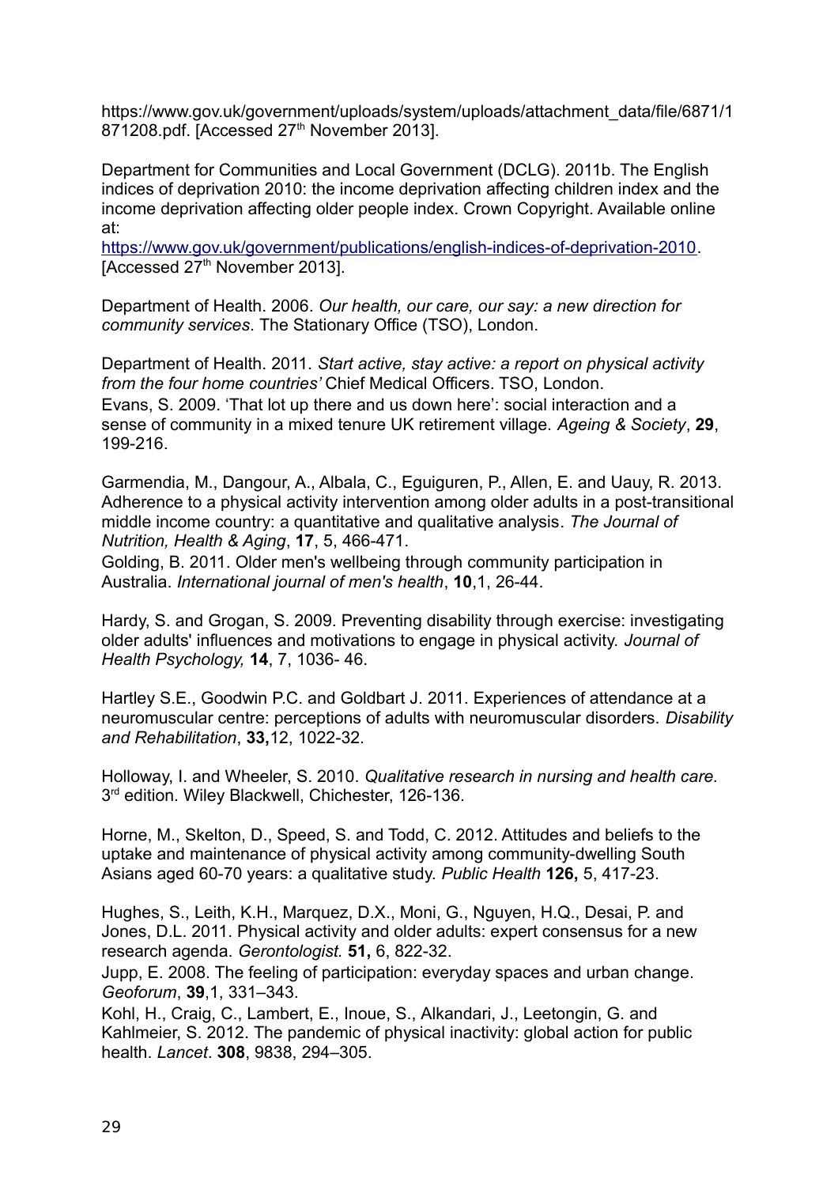https://www.gov.uk/government/uploads/system/uploads/attachment_data/file/6871/1871208.pdf. [Accessed 27th November 2013].

Department for Communities and Local Government (DCLG). 2011b. The English indices of deprivation 2010: the income deprivation affecting children index and the income deprivation affecting older people index. Crown Copyright. Available online at: https://www.gov.uk/government/publications/english-indices-of-deprivation-2010. [Accessed 27th November 2013].

Department of Health. 2006. *Our health, our care, our say: a new direction for community services*. The Stationary Office (TSO), London.

Department of Health. 2011. *Start active, stay active: a report on physical activity from the four home countries'* Chief Medical Officers. TSO, London.

Evans, S. 2009. 'That lot up there and us down here': social interaction and a sense of community in a mixed tenure UK retirement village. *Ageing & Society*, **29**, 199-216.

Garmendia, M., Dangour, A., Albala, C., Eguiguren, P., Allen, E. and Uauy, R. 2013. Adherence to a physical activity intervention among older adults in a post-transitional middle income country: a quantitative and qualitative analysis. *The Journal of Nutrition, Health & Aging*, **17**, 5, 466-471.

Golding, B. 2011. Older men's wellbeing through community participation in Australia. *International journal of men's health*, **10**,1, 26-44.

Hardy, S. and Grogan, S. 2009. Preventing disability through exercise: investigating older adults' influences and motivations to engage in physical activity. *Journal of Health Psychology,* **14**, 7, 1036- 46.

Hartley S.E., Goodwin P.C. and Goldbart J. 2011. Experiences of attendance at a neuromuscular centre: perceptions of adults with neuromuscular disorders. *Disability and Rehabilitation*, **33,**12, 1022-32.

Holloway, I. and Wheeler, S. 2010. *Qualitative research in nursing and health care.* 3rd edition. Wiley Blackwell, Chichester, 126-136.

Horne, M., Skelton, D., Speed, S. and Todd, C. 2012. Attitudes and beliefs to the uptake and maintenance of physical activity among community-dwelling South Asians aged 60-70 years: a qualitative study. *Public Health* **126,** 5, 417-23.

Hughes, S., Leith, K.H., Marquez, D.X., Moni, G., Nguyen, H.Q., Desai, P. and Jones, D.L. 2011. Physical activity and older adults: expert consensus for a new research agenda. *Gerontologist.* **51,** 6, 822-32.

Jupp, E. 2008. The feeling of participation: everyday spaces and urban change. *Geoforum*, **39**,1, 331–343.

Kohl, H., Craig, C., Lambert, E., Inoue, S., Alkandari, J., Leetongin, G. and Kahlmeier, S. 2012. The pandemic of physical inactivity: global action for public health. *Lancet*. **308**, 9838, 294–305.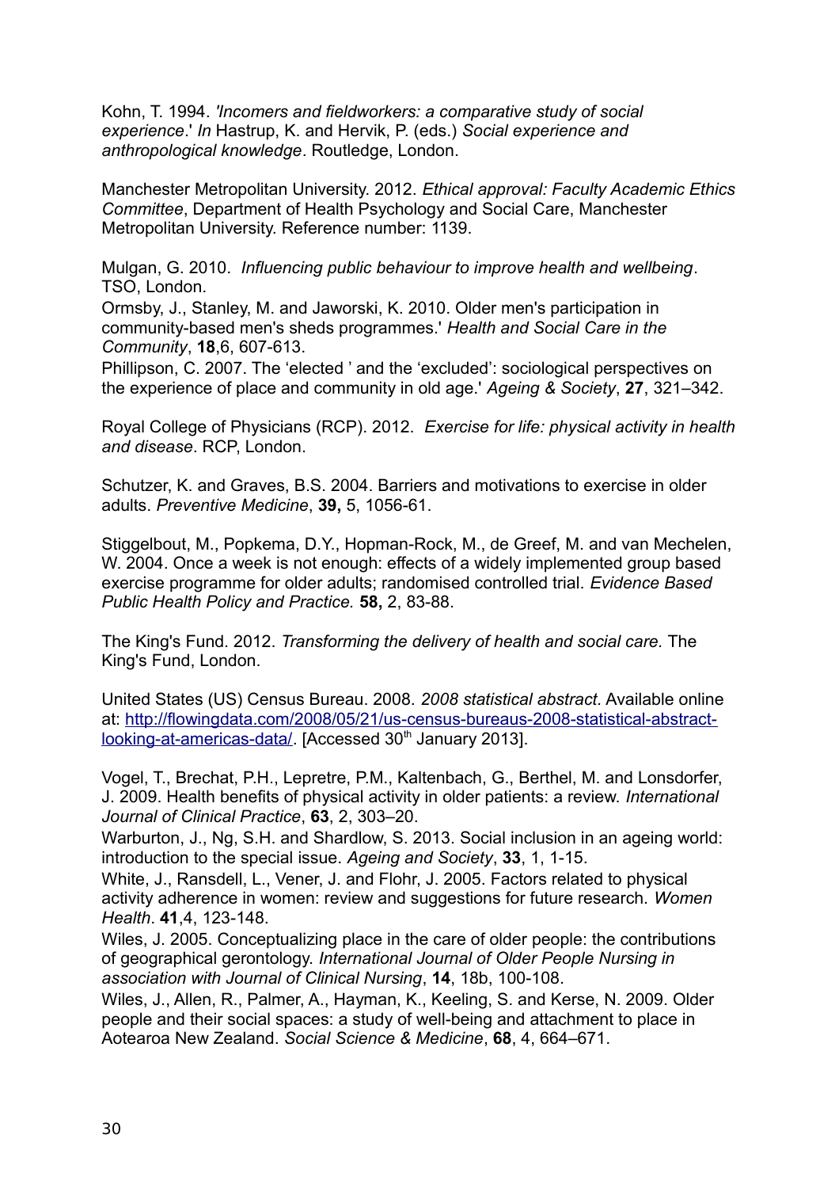Kohn, T. 1994. *'Incomers and fieldworkers: a comparative study of social experience*.' *In* Hastrup, K. and Hervik, P. (eds.) *Social experience and anthropological knowledge*. Routledge, London.

Manchester Metropolitan University. 2012. *Ethical approval: Faculty Academic Ethics Committee*, Department of Health Psychology and Social Care, Manchester Metropolitan University. Reference number: 1139.

Mulgan, G. 2010. *Influencing public behaviour to improve health and wellbeing*. TSO, London.

Ormsby, J., Stanley, M. and Jaworski, K. 2010. Older men's participation in community-based men's sheds programmes.' *Health and Social Care in the Community*, **18**,6, 607-613.

Phillipson, C. 2007. The 'elected ' and the 'excluded': sociological perspectives on the experience of place and community in old age.' *Ageing & Society*, **27**, 321–342.

Royal College of Physicians (RCP). 2012. *Exercise for life: physical activity in health and disease*. RCP, London.

Schutzer, K. and Graves, B.S. 2004. Barriers and motivations to exercise in older adults. *Preventive Medicine*, **39,** 5, 1056-61.

Stiggelbout, M., Popkema, D.Y., Hopman-Rock, M., de Greef, M. and van Mechelen, W. 2004. Once a week is not enough: effects of a widely implemented group based exercise programme for older adults; randomised controlled trial. *Evidence Based Public Health Policy and Practice.* **58,** 2, 83-88.

The King's Fund. 2012. *Transforming the delivery of health and social care.* The King's Fund, London.

United States (US) Census Bureau. 2008. *2008 statistical abstract*. Available online at: http://flowingdata.com/2008/05/21/us-census-bureaus-2008-statistical-abstract-looking-at-americas-data/. [Accessed 30th January 2013].

Vogel, T., Brechat, P.H., Lepretre, P.M., Kaltenbach, G., Berthel, M. and Lonsdorfer, J. 2009. Health benefits of physical activity in older patients: a review. *International Journal of Clinical Practice*, **63**, 2, 303–20.

Warburton, J., Ng, S.H. and Shardlow, S. 2013. Social inclusion in an ageing world: introduction to the special issue. *Ageing and Society*, **33**, 1, 1-15.

White, J., Ransdell, L., Vener, J. and Flohr, J. 2005. Factors related to physical activity adherence in women: review and suggestions for future research. *Women Health*. **41**,4, 123-148.

Wiles, J. 2005. Conceptualizing place in the care of older people: the contributions of geographical gerontology. *International Journal of Older People Nursing in association with Journal of Clinical Nursing*, **14**, 18b, 100-108.

Wiles, J., Allen, R., Palmer, A., Hayman, K., Keeling, S. and Kerse, N. 2009. Older people and their social spaces: a study of well-being and attachment to place in Aotearoa New Zealand. *Social Science & Medicine*, **68**, 4, 664–671.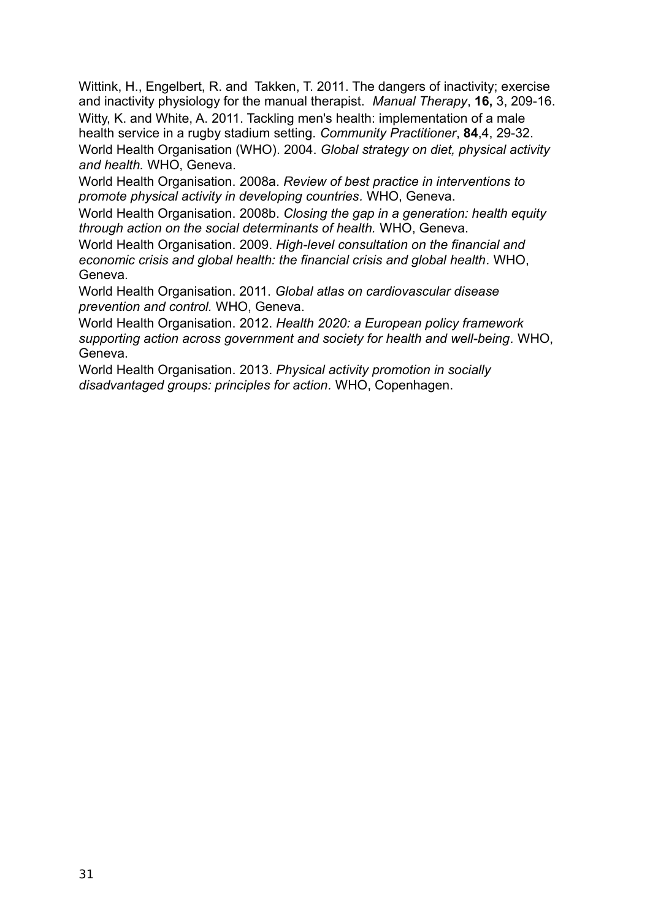Wittink, H., Engelbert, R. and Takken, T. 2011. The dangers of inactivity; exercise and inactivity physiology for the manual therapist. *Manual Therapy*, **16,** 3, 209-16.

Witty, K. and White, A. 2011. Tackling men's health: implementation of a male health service in a rugby stadium setting. *Community Practitioner*, **84**,4, 29-32.

World Health Organisation (WHO). 2004. *Global strategy on diet, physical activity and health.* WHO, Geneva.

World Health Organisation. 2008a. *Review of best practice in interventions to promote physical activity in developing countries*. WHO, Geneva.

World Health Organisation. 2008b. *Closing the gap in a generation: health equity through action on the social determinants of health.* WHO, Geneva.

World Health Organisation. 2009. *High-level consultation on the financial and economic crisis and global health: the financial crisis and global health*. WHO, Geneva.

World Health Organisation. 2011. *Global atlas on cardiovascular disease prevention and control.* WHO, Geneva.

World Health Organisation. 2012. *Health 2020: a European policy framework supporting action across government and society for health and well-being*. WHO, Geneva.

World Health Organisation. 2013. *Physical activity promotion in socially disadvantaged groups: principles for action.* WHO, Copenhagen.